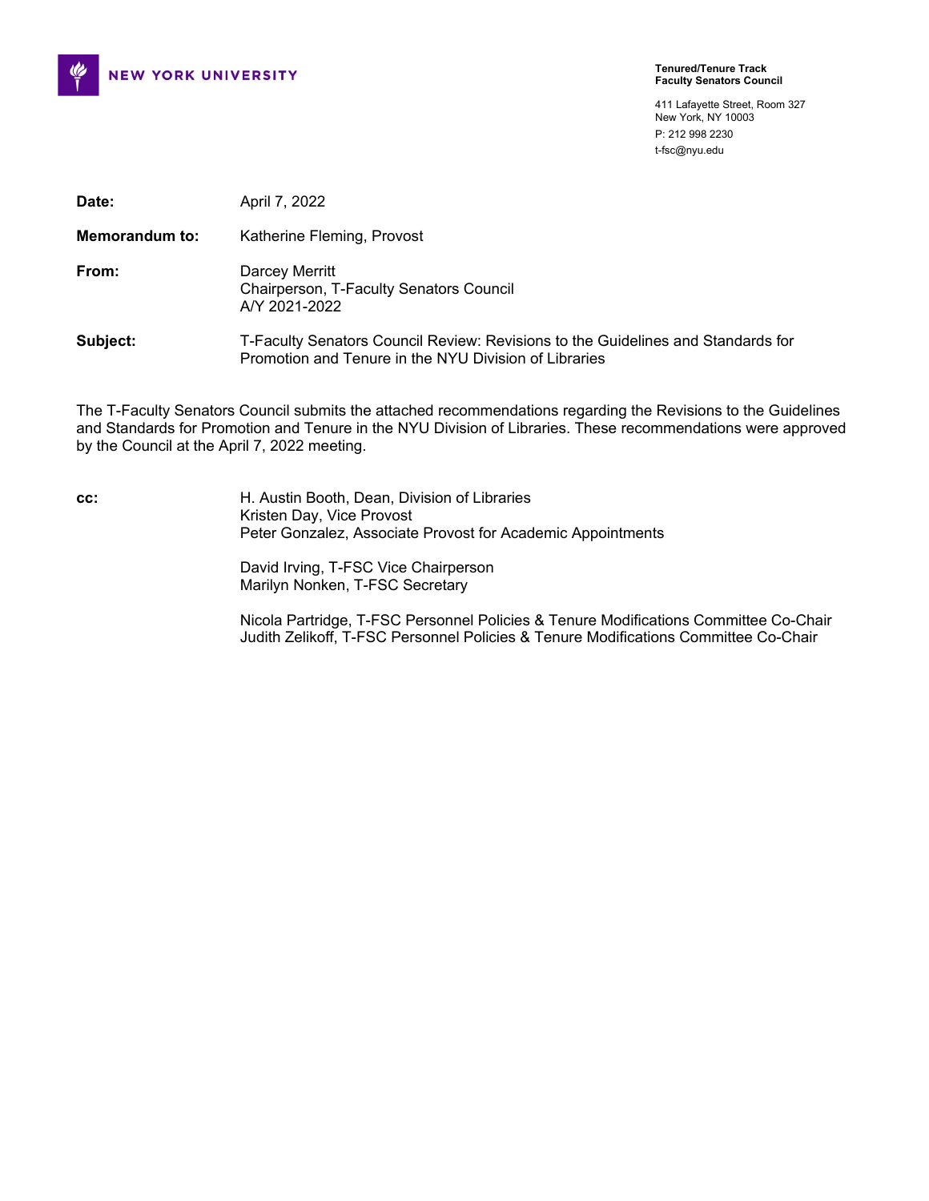NEW YORK UNIVERSITY

**Tenured/Tenure Track**
**Faculty Senators Council**

411 Lafayette Street, Room 327
New York, NY 10003
P: 212 998 2230
t-fsc@nyu.edu

**Date:** April 7, 2022

**Memorandum to:** Katherine Fleming, Provost

**From:** Darcey Merritt
Chairperson, T-Faculty Senators Council
A/Y 2021-2022

**Subject:** T-Faculty Senators Council Review: Revisions to the Guidelines and Standards for Promotion and Tenure in the NYU Division of Libraries

The T-Faculty Senators Council submits the attached recommendations regarding the Revisions to the Guidelines and Standards for Promotion and Tenure in the NYU Division of Libraries. These recommendations were approved by the Council at the April 7, 2022 meeting.

**cc:** H. Austin Booth, Dean, Division of Libraries
Kristen Day, Vice Provost
Peter Gonzalez, Associate Provost for Academic Appointments

David Irving, T-FSC Vice Chairperson
Marilyn Nonken, T-FSC Secretary

Nicola Partridge, T-FSC Personnel Policies & Tenure Modifications Committee Co-Chair
Judith Zelikoff, T-FSC Personnel Policies & Tenure Modifications Committee Co-Chair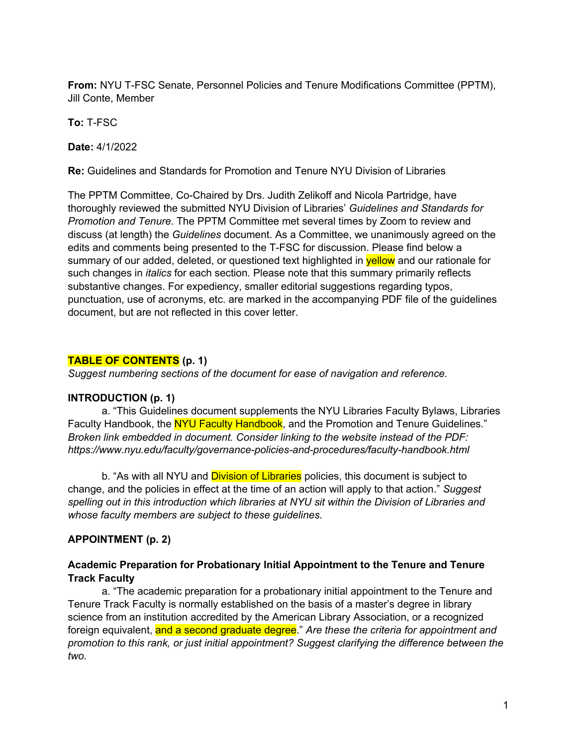**From:** NYU T-FSC Senate, Personnel Policies and Tenure Modifications Committee (PPTM), Jill Conte, Member

**To:** T-FSC

**Date:** 4/1/2022

**Re:** Guidelines and Standards for Promotion and Tenure NYU Division of Libraries

The PPTM Committee, Co-Chaired by Drs. Judith Zelikoff and Nicola Partridge, have thoroughly reviewed the submitted NYU Division of Libraries' *Guidelines and Standards for Promotion and Tenure*. The PPTM Committee met several times by Zoom to review and discuss (at length) the *Guidelines* document. As a Committee, we unanimously agreed on the edits and comments being presented to the T-FSC for discussion. Please find below a summary of our added, deleted, or questioned text highlighted in yellow and our rationale for such changes in *italics* for each section. Please note that this summary primarily reflects substantive changes. For expediency, smaller editorial suggestions regarding typos, punctuation, use of acronyms, etc. are marked in the accompanying PDF file of the guidelines document, but are not reflected in this cover letter.

**TABLE OF CONTENTS (p. 1)**

*Suggest numbering sections of the document for ease of navigation and reference.*

**INTRODUCTION (p. 1)**

a. "This Guidelines document supplements the NYU Libraries Faculty Bylaws, Libraries Faculty Handbook, the NYU Faculty Handbook, and the Promotion and Tenure Guidelines." *Broken link embedded in document. Consider linking to the website instead of the PDF: https://www.nyu.edu/faculty/governance-policies-and-procedures/faculty-handbook.html*

b. "As with all NYU and Division of Libraries policies, this document is subject to change, and the policies in effect at the time of an action will apply to that action." *Suggest spelling out in this introduction which libraries at NYU sit within the Division of Libraries and whose faculty members are subject to these guidelines.*

**APPOINTMENT (p. 2)**

**Academic Preparation for Probationary Initial Appointment to the Tenure and Tenure Track Faculty**

a. "The academic preparation for a probationary initial appointment to the Tenure and Tenure Track Faculty is normally established on the basis of a master's degree in library science from an institution accredited by the American Library Association, or a recognized foreign equivalent, and a second graduate degree." *Are these the criteria for appointment and promotion to this rank, or just initial appointment? Suggest clarifying the difference between the two.*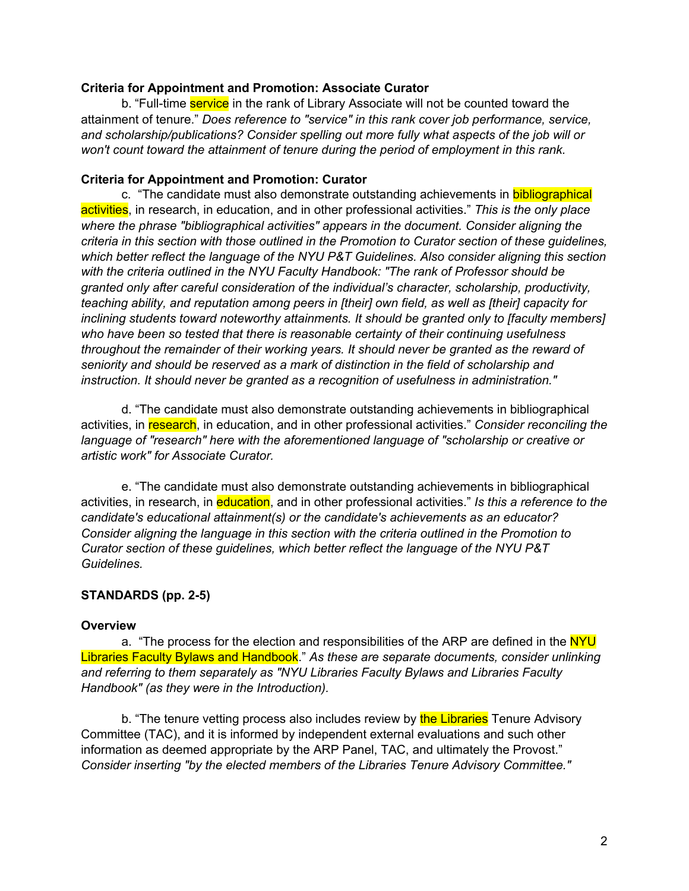**Criteria for Appointment and Promotion: Associate Curator**

b. “Full-time service in the rank of Library Associate will not be counted toward the attainment of tenure.” *Does reference to "service" in this rank cover job performance, service, and scholarship/publications? Consider spelling out more fully what aspects of the job will or won't count toward the attainment of tenure during the period of employment in this rank.*

**Criteria for Appointment and Promotion: Curator**

c. “The candidate must also demonstrate outstanding achievements in bibliographical activities, in research, in education, and in other professional activities.” *This is the only place where the phrase "bibliographical activities" appears in the document. Consider aligning the criteria in this section with those outlined in the Promotion to Curator section of these guidelines, which better reflect the language of the NYU P&T Guidelines. Also consider aligning this section with the criteria outlined in the NYU Faculty Handbook: "The rank of Professor should be granted only after careful consideration of the individual’s character, scholarship, productivity, teaching ability, and reputation among peers in [their] own field, as well as [their] capacity for inclining students toward noteworthy attainments. It should be granted only to [faculty members] who have been so tested that there is reasonable certainty of their continuing usefulness throughout the remainder of their working years. It should never be granted as the reward of seniority and should be reserved as a mark of distinction in the field of scholarship and instruction. It should never be granted as a recognition of usefulness in administration."*

d. “The candidate must also demonstrate outstanding achievements in bibliographical activities, in research, in education, and in other professional activities.” *Consider reconciling the language of "research" here with the aforementioned language of "scholarship or creative or artistic work" for Associate Curator.*

e. “The candidate must also demonstrate outstanding achievements in bibliographical activities, in research, in education, and in other professional activities.” *Is this a reference to the candidate's educational attainment(s) or the candidate's achievements as an educator? Consider aligning the language in this section with the criteria outlined in the Promotion to Curator section of these guidelines, which better reflect the language of the NYU P&T Guidelines.*

**STANDARDS (pp. 2-5)**

**Overview**

a. “The process for the election and responsibilities of the ARP are defined in the NYU Libraries Faculty Bylaws and Handbook.” *As these are separate documents, consider unlinking and referring to them separately as "NYU Libraries Faculty Bylaws and Libraries Faculty Handbook" (as they were in the Introduction).*

b. “The tenure vetting process also includes review by the Libraries Tenure Advisory Committee (TAC), and it is informed by independent external evaluations and such other information as deemed appropriate by the ARP Panel, TAC, and ultimately the Provost.” *Consider inserting "by the elected members of the Libraries Tenure Advisory Committee."*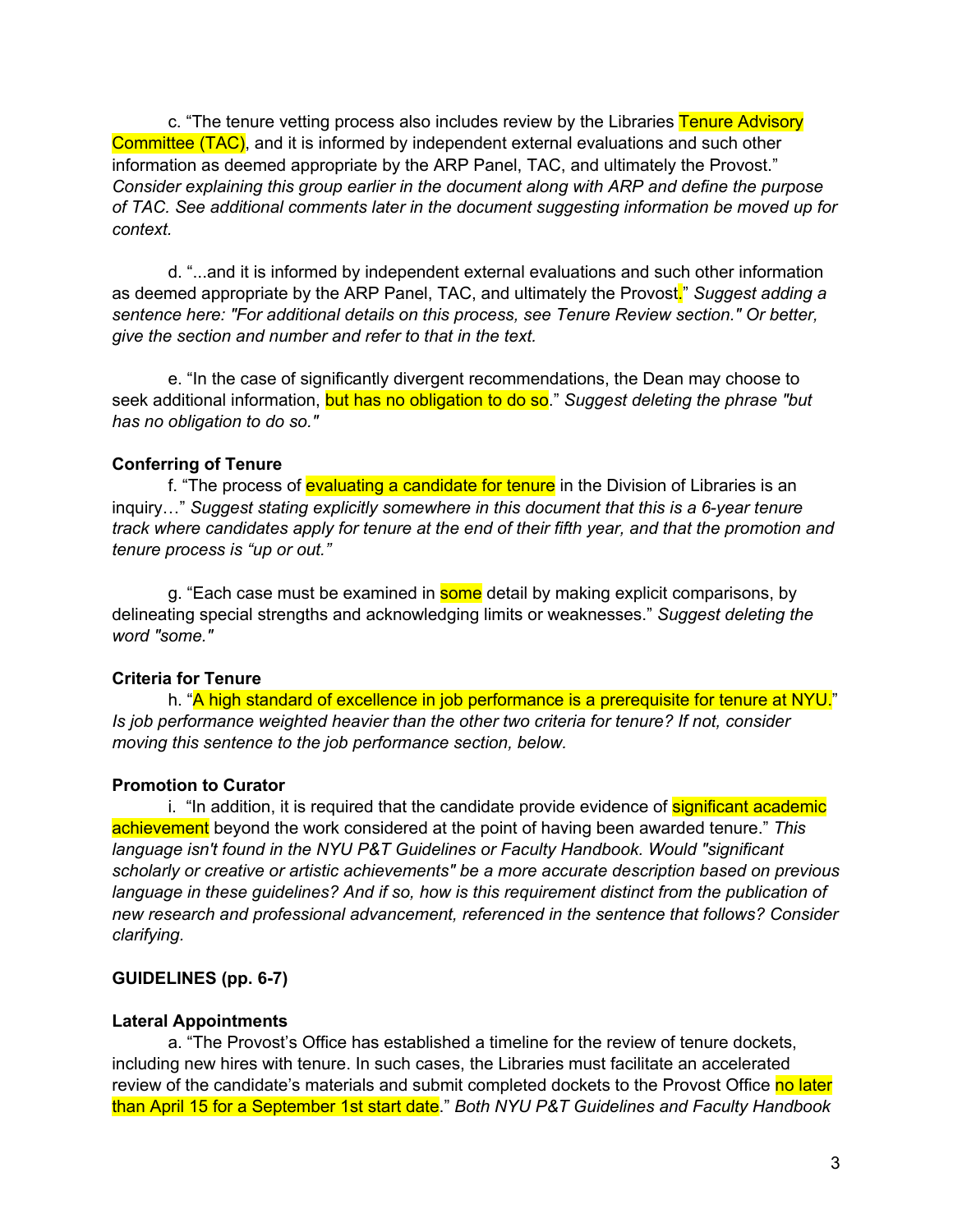c. "The tenure vetting process also includes review by the Libraries Tenure Advisory Committee (TAC), and it is informed by independent external evaluations and such other information as deemed appropriate by the ARP Panel, TAC, and ultimately the Provost." *Consider explaining this group earlier in the document along with ARP and define the purpose of TAC. See additional comments later in the document suggesting information be moved up for context.*

d. "...and it is informed by independent external evaluations and such other information as deemed appropriate by the ARP Panel, TAC, and ultimately the Provost." *Suggest adding a sentence here: "For additional details on this process, see Tenure Review section." Or better, give the section and number and refer to that in the text.*

e. "In the case of significantly divergent recommendations, the Dean may choose to seek additional information, but has no obligation to do so." *Suggest deleting the phrase "but has no obligation to do so."*

**Conferring of Tenure**

f. "The process of evaluating a candidate for tenure in the Division of Libraries is an inquiry…" *Suggest stating explicitly somewhere in this document that this is a 6-year tenure track where candidates apply for tenure at the end of their fifth year, and that the promotion and tenure process is "up or out."*

g. "Each case must be examined in some detail by making explicit comparisons, by delineating special strengths and acknowledging limits or weaknesses." *Suggest deleting the word "some."*

**Criteria for Tenure**

h. "A high standard of excellence in job performance is a prerequisite for tenure at NYU." *Is job performance weighted heavier than the other two criteria for tenure? If not, consider moving this sentence to the job performance section, below.*

**Promotion to Curator**

i. "In addition, it is required that the candidate provide evidence of significant academic achievement beyond the work considered at the point of having been awarded tenure." *This language isn't found in the NYU P&T Guidelines or Faculty Handbook. Would "significant scholarly or creative or artistic achievements" be a more accurate description based on previous language in these guidelines? And if so, how is this requirement distinct from the publication of new research and professional advancement, referenced in the sentence that follows? Consider clarifying.*

**GUIDELINES (pp. 6-7)**

**Lateral Appointments**

a. "The Provost's Office has established a timeline for the review of tenure dockets, including new hires with tenure. In such cases, the Libraries must facilitate an accelerated review of the candidate's materials and submit completed dockets to the Provost Office no later than April 15 for a September 1st start date." *Both NYU P&T Guidelines and Faculty Handbook*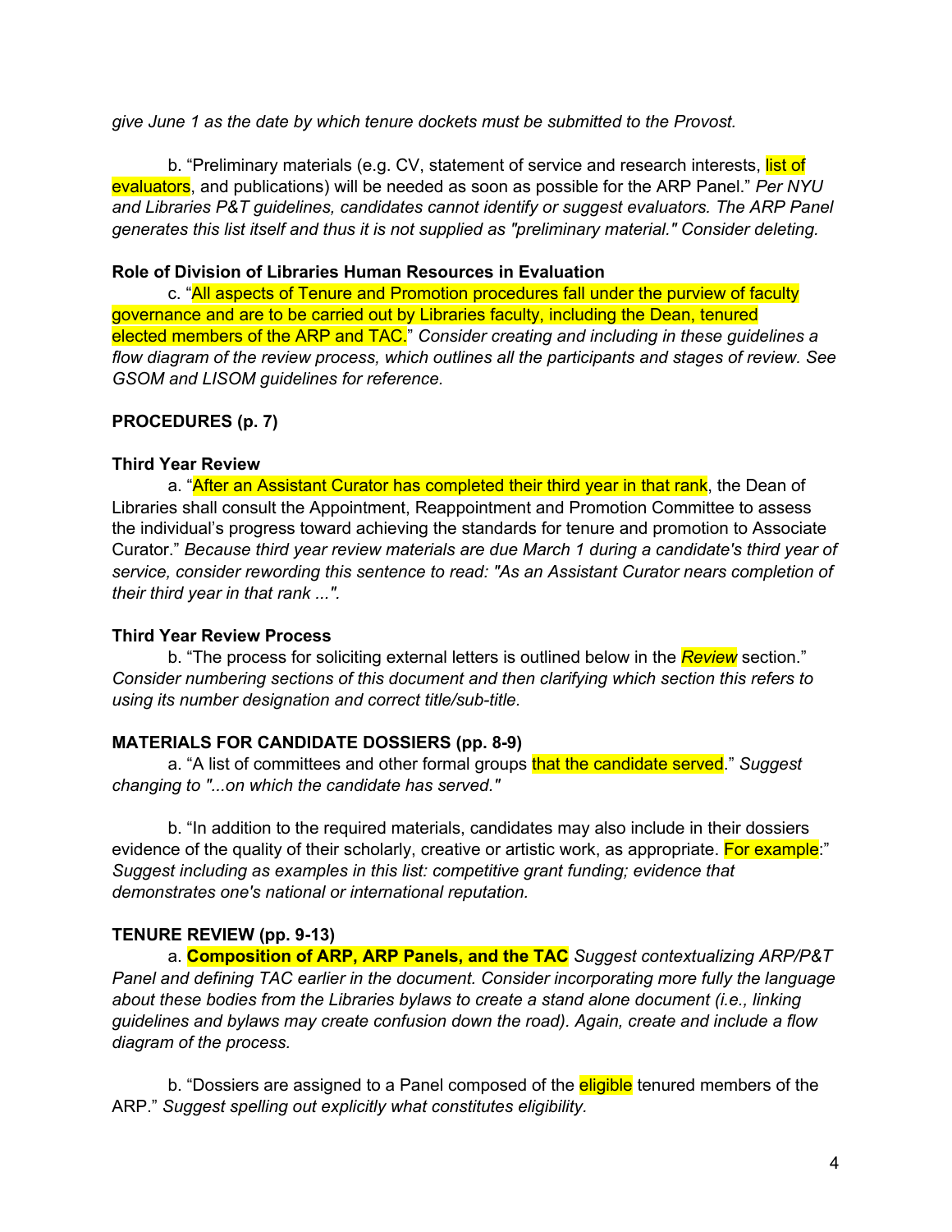*give June 1 as the date by which tenure dockets must be submitted to the Provost.*

b. "Preliminary materials (e.g. CV, statement of service and research interests, list of evaluators, and publications) will be needed as soon as possible for the ARP Panel." *Per NYU and Libraries P&T guidelines, candidates cannot identify or suggest evaluators. The ARP Panel generates this list itself and thus it is not supplied as "preliminary material." Consider deleting.*

**Role of Division of Libraries Human Resources in Evaluation**

c. "All aspects of Tenure and Promotion procedures fall under the purview of faculty governance and are to be carried out by Libraries faculty, including the Dean, tenured elected members of the ARP and TAC." *Consider creating and including in these guidelines a flow diagram of the review process, which outlines all the participants and stages of review. See GSOM and LISOM guidelines for reference.*

**PROCEDURES (p. 7)**

**Third Year Review**

a. "After an Assistant Curator has completed their third year in that rank, the Dean of Libraries shall consult the Appointment, Reappointment and Promotion Committee to assess the individual's progress toward achieving the standards for tenure and promotion to Associate Curator." *Because third year review materials are due March 1 during a candidate's third year of service, consider rewording this sentence to read: "As an Assistant Curator nears completion of their third year in that rank ...".*

**Third Year Review Process**

b. "The process for soliciting external letters is outlined below in the *Review* section." *Consider numbering sections of this document and then clarifying which section this refers to using its number designation and correct title/sub-title.*

**MATERIALS FOR CANDIDATE DOSSIERS (pp. 8-9)**

a. "A list of committees and other formal groups that the candidate served." *Suggest changing to "...on which the candidate has served."*

b. "In addition to the required materials, candidates may also include in their dossiers evidence of the quality of their scholarly, creative or artistic work, as appropriate. For example:" *Suggest including as examples in this list: competitive grant funding; evidence that demonstrates one's national or international reputation.*

**TENURE REVIEW (pp. 9-13)**

a. **Composition of ARP, ARP Panels, and the TAC** *Suggest contextualizing ARP/P&T Panel and defining TAC earlier in the document. Consider incorporating more fully the language about these bodies from the Libraries bylaws to create a stand alone document (i.e., linking guidelines and bylaws may create confusion down the road). Again, create and include a flow diagram of the process.*

b. "Dossiers are assigned to a Panel composed of the eligible tenured members of the ARP." *Suggest spelling out explicitly what constitutes eligibility.*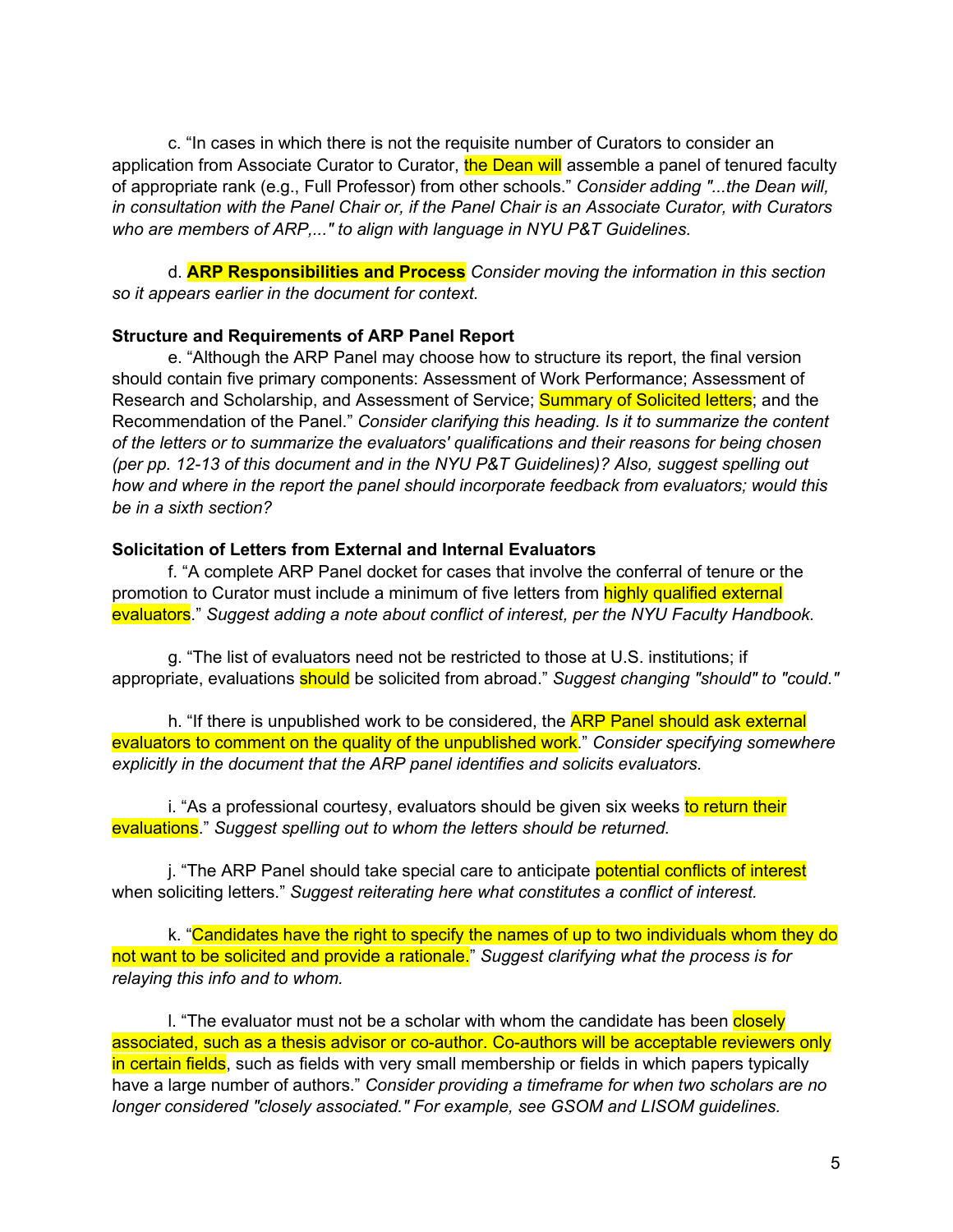c. "In cases in which there is not the requisite number of Curators to consider an application from Associate Curator to Curator, the Dean will assemble a panel of tenured faculty of appropriate rank (e.g., Full Professor) from other schools." *Consider adding "...the Dean will, in consultation with the Panel Chair or, if the Panel Chair is an Associate Curator, with Curators who are members of ARP,..." to align with language in NYU P&T Guidelines.*

d. **ARP Responsibilities and Process** *Consider moving the information in this section so it appears earlier in the document for context.*

**Structure and Requirements of ARP Panel Report**

e. "Although the ARP Panel may choose how to structure its report, the final version should contain five primary components: Assessment of Work Performance; Assessment of Research and Scholarship, and Assessment of Service; Summary of Solicited letters; and the Recommendation of the Panel." *Consider clarifying this heading. Is it to summarize the content of the letters or to summarize the evaluators' qualifications and their reasons for being chosen (per pp. 12-13 of this document and in the NYU P&T Guidelines)? Also, suggest spelling out how and where in the report the panel should incorporate feedback from evaluators; would this be in a sixth section?*

**Solicitation of Letters from External and Internal Evaluators**

f. "A complete ARP Panel docket for cases that involve the conferral of tenure or the promotion to Curator must include a minimum of five letters from highly qualified external evaluators." *Suggest adding a note about conflict of interest, per the NYU Faculty Handbook.*

g. "The list of evaluators need not be restricted to those at U.S. institutions; if appropriate, evaluations should be solicited from abroad." *Suggest changing "should" to "could."*

h. "If there is unpublished work to be considered, the ARP Panel should ask external evaluators to comment on the quality of the unpublished work." *Consider specifying somewhere explicitly in the document that the ARP panel identifies and solicits evaluators.*

i. "As a professional courtesy, evaluators should be given six weeks to return their evaluations." *Suggest spelling out to whom the letters should be returned.*

j. "The ARP Panel should take special care to anticipate potential conflicts of interest when soliciting letters." *Suggest reiterating here what constitutes a conflict of interest.*

k. "Candidates have the right to specify the names of up to two individuals whom they do not want to be solicited and provide a rationale." *Suggest clarifying what the process is for relaying this info and to whom.*

l. "The evaluator must not be a scholar with whom the candidate has been closely associated, such as a thesis advisor or co-author. Co-authors will be acceptable reviewers only in certain fields, such as fields with very small membership or fields in which papers typically have a large number of authors." *Consider providing a timeframe for when two scholars are no longer considered "closely associated." For example, see GSOM and LISOM guidelines.*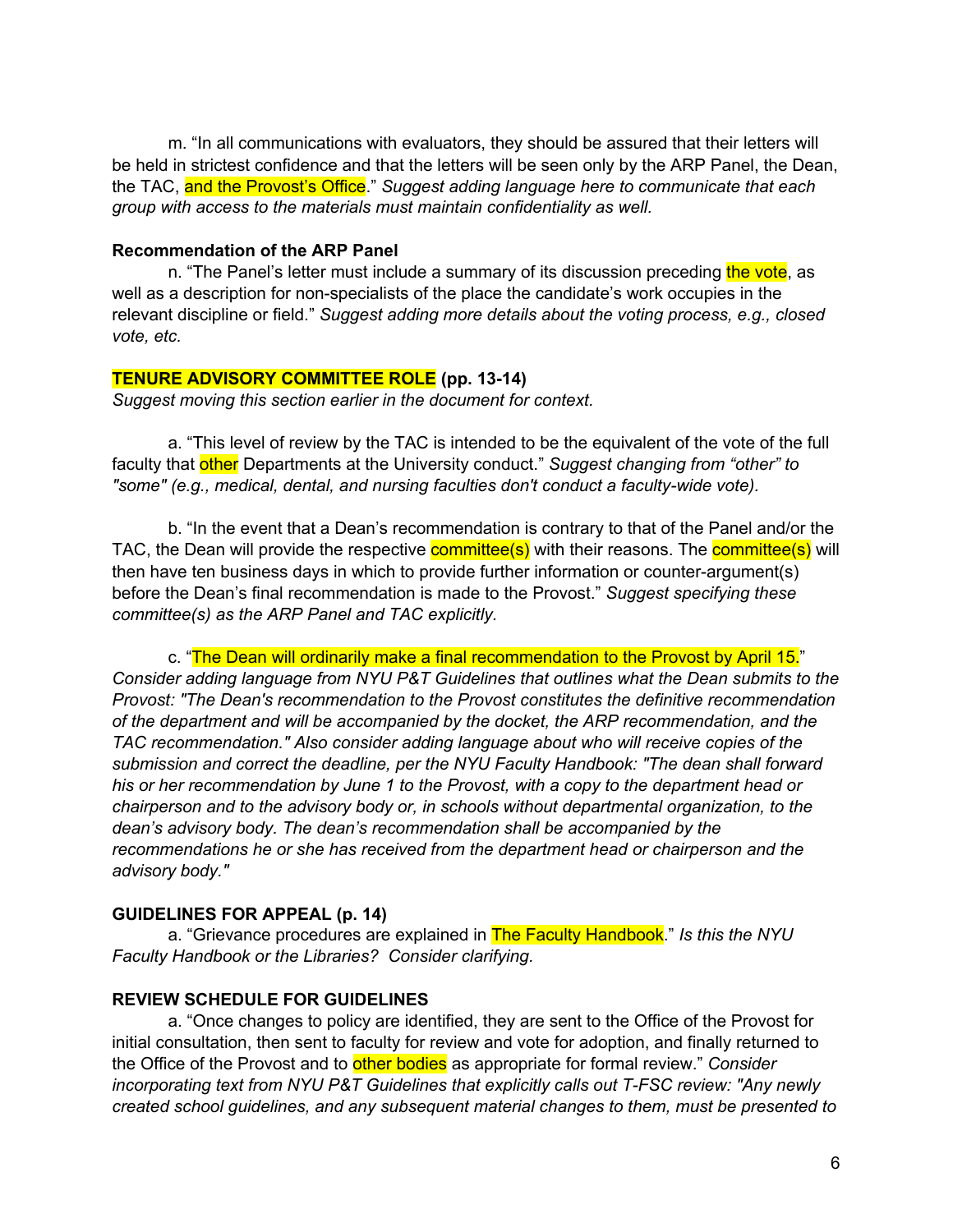m. "In all communications with evaluators, they should be assured that their letters will be held in strictest confidence and that the letters will be seen only by the ARP Panel, the Dean, the TAC, and the Provost's Office." *Suggest adding language here to communicate that each group with access to the materials must maintain confidentiality as well.*

**Recommendation of the ARP Panel**

n. "The Panel's letter must include a summary of its discussion preceding the vote, as well as a description for non-specialists of the place the candidate's work occupies in the relevant discipline or field." *Suggest adding more details about the voting process, e.g., closed vote, etc.*

**TENURE ADVISORY COMMITTEE ROLE (pp. 13-14)**

*Suggest moving this section earlier in the document for context.*

a. "This level of review by the TAC is intended to be the equivalent of the vote of the full faculty that other Departments at the University conduct." *Suggest changing from "other" to "some" (e.g., medical, dental, and nursing faculties don't conduct a faculty-wide vote).*

b. "In the event that a Dean's recommendation is contrary to that of the Panel and/or the TAC, the Dean will provide the respective committee(s) with their reasons. The committee(s) will then have ten business days in which to provide further information or counter-argument(s) before the Dean's final recommendation is made to the Provost." *Suggest specifying these committee(s) as the ARP Panel and TAC explicitly.*

c. "The Dean will ordinarily make a final recommendation to the Provost by April 15." *Consider adding language from NYU P&T Guidelines that outlines what the Dean submits to the Provost: "The Dean's recommendation to the Provost constitutes the definitive recommendation of the department and will be accompanied by the docket, the ARP recommendation, and the TAC recommendation." Also consider adding language about who will receive copies of the submission and correct the deadline, per the NYU Faculty Handbook: "The dean shall forward his or her recommendation by June 1 to the Provost, with a copy to the department head or chairperson and to the advisory body or, in schools without departmental organization, to the dean's advisory body. The dean's recommendation shall be accompanied by the recommendations he or she has received from the department head or chairperson and the advisory body."*

**GUIDELINES FOR APPEAL (p. 14)**

a. "Grievance procedures are explained in The Faculty Handbook." *Is this the NYU Faculty Handbook or the Libraries? Consider clarifying.*

**REVIEW SCHEDULE FOR GUIDELINES**

a. "Once changes to policy are identified, they are sent to the Office of the Provost for initial consultation, then sent to faculty for review and vote for adoption, and finally returned to the Office of the Provost and to other bodies as appropriate for formal review." *Consider incorporating text from NYU P&T Guidelines that explicitly calls out T-FSC review: "Any newly created school guidelines, and any subsequent material changes to them, must be presented to*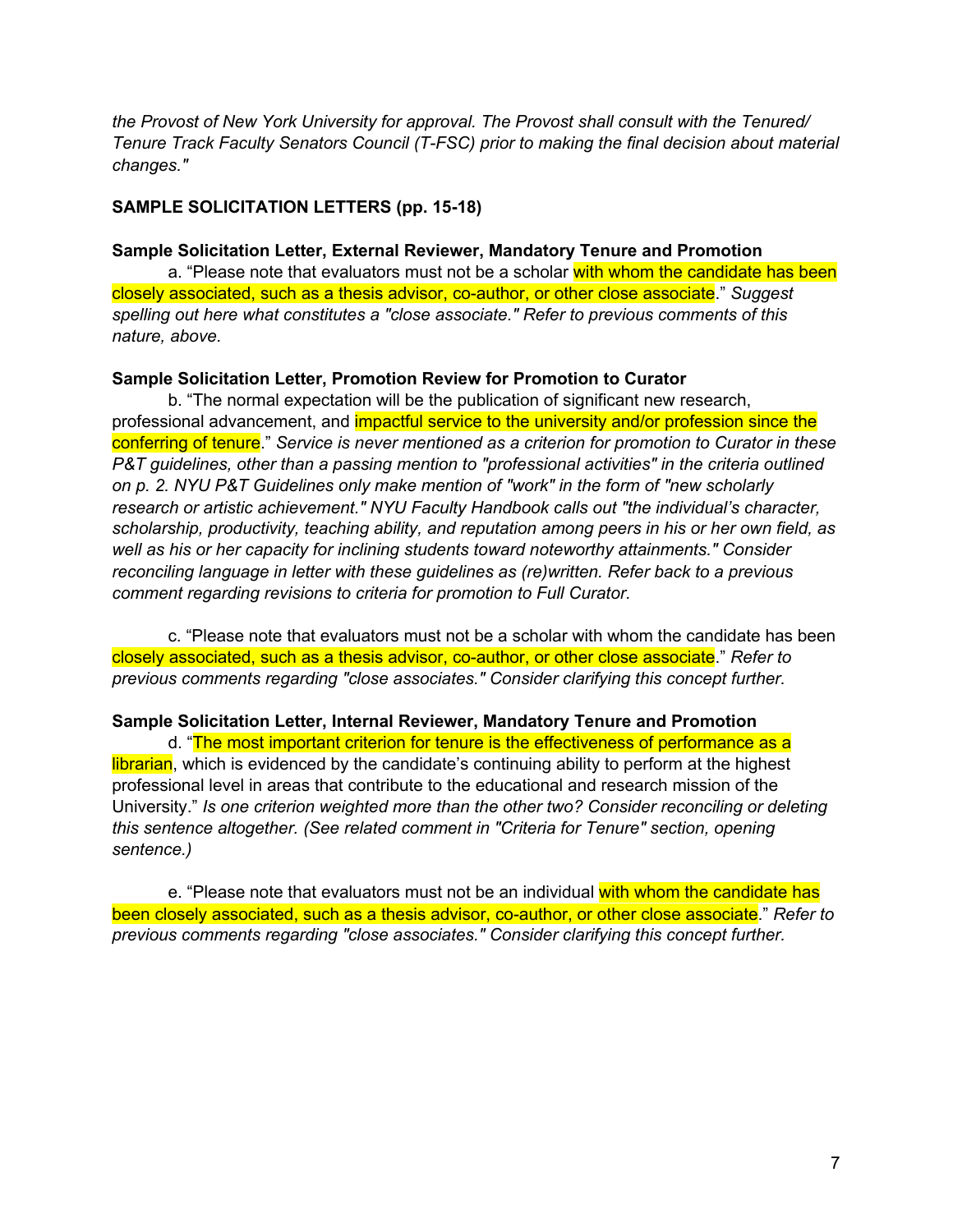*the Provost of New York University for approval. The Provost shall consult with the Tenured/ Tenure Track Faculty Senators Council (T-FSC) prior to making the final decision about material changes."*

**SAMPLE SOLICITATION LETTERS (pp. 15-18)**

**Sample Solicitation Letter, External Reviewer, Mandatory Tenure and Promotion**

a. "Please note that evaluators must not be a scholar with whom the candidate has been closely associated, such as a thesis advisor, co-author, or other close associate." *Suggest spelling out here what constitutes a "close associate." Refer to previous comments of this nature, above.*

**Sample Solicitation Letter, Promotion Review for Promotion to Curator**

b. "The normal expectation will be the publication of significant new research, professional advancement, and impactful service to the university and/or profession since the conferring of tenure." *Service is never mentioned as a criterion for promotion to Curator in these P&T guidelines, other than a passing mention to "professional activities" in the criteria outlined on p. 2. NYU P&T Guidelines only make mention of "work" in the form of "new scholarly research or artistic achievement." NYU Faculty Handbook calls out "the individual's character, scholarship, productivity, teaching ability, and reputation among peers in his or her own field, as well as his or her capacity for inclining students toward noteworthy attainments." Consider reconciling language in letter with these guidelines as (re)written. Refer back to a previous comment regarding revisions to criteria for promotion to Full Curator.*

c. "Please note that evaluators must not be a scholar with whom the candidate has been closely associated, such as a thesis advisor, co-author, or other close associate." *Refer to previous comments regarding "close associates." Consider clarifying this concept further.*

**Sample Solicitation Letter, Internal Reviewer, Mandatory Tenure and Promotion**

d. "The most important criterion for tenure is the effectiveness of performance as a librarian, which is evidenced by the candidate's continuing ability to perform at the highest professional level in areas that contribute to the educational and research mission of the University." *Is one criterion weighted more than the other two? Consider reconciling or deleting this sentence altogether. (See related comment in "Criteria for Tenure" section, opening sentence.)*

e. "Please note that evaluators must not be an individual with whom the candidate has been closely associated, such as a thesis advisor, co-author, or other close associate." *Refer to previous comments regarding "close associates." Consider clarifying this concept further.*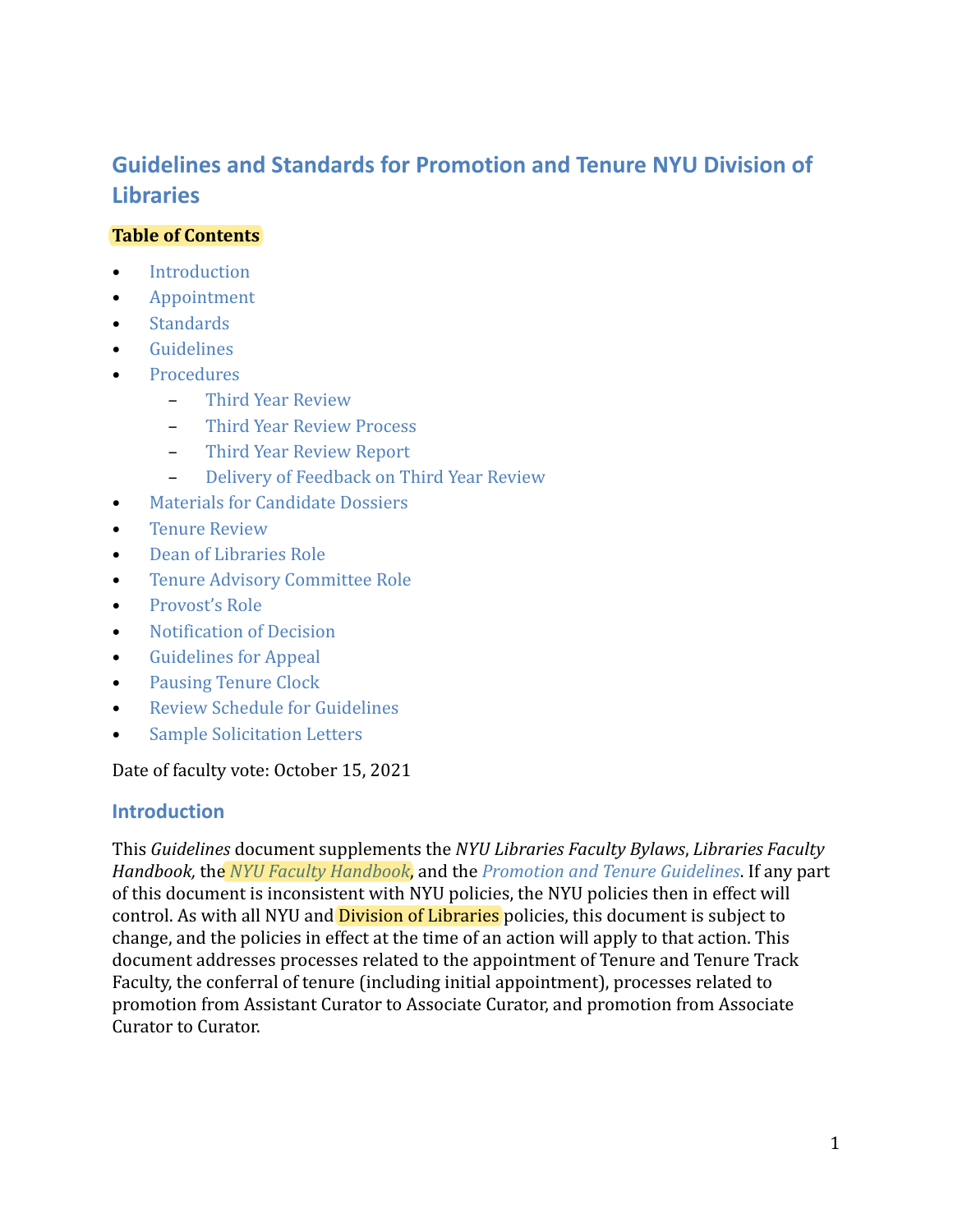## Guidelines and Standards for Promotion and Tenure NYU Division of Libraries

**Table of Contents**

- Introduction
- Appointment
- Standards
- Guidelines
- Procedures
  - Third Year Review
  - Third Year Review Process
  - Third Year Review Report
  - Delivery of Feedback on Third Year Review
- Materials for Candidate Dossiers
- Tenure Review
- Dean of Libraries Role
- Tenure Advisory Committee Role
- Provost's Role
- Notification of Decision
- Guidelines for Appeal
- Pausing Tenure Clock
- Review Schedule for Guidelines
- Sample Solicitation Letters

Date of faculty vote: October 15, 2021

### Introduction

This *Guidelines* document supplements the *NYU Libraries Faculty Bylaws*, *Libraries Faculty Handbook,* the *NYU Faculty Handbook*, and the *Promotion and Tenure Guidelines*. If any part of this document is inconsistent with NYU policies, the NYU policies then in effect will control. As with all NYU and Division of Libraries policies, this document is subject to change, and the policies in effect at the time of an action will apply to that action. This document addresses processes related to the appointment of Tenure and Tenure Track Faculty, the conferral of tenure (including initial appointment), processes related to promotion from Assistant Curator to Associate Curator, and promotion from Associate Curator to Curator.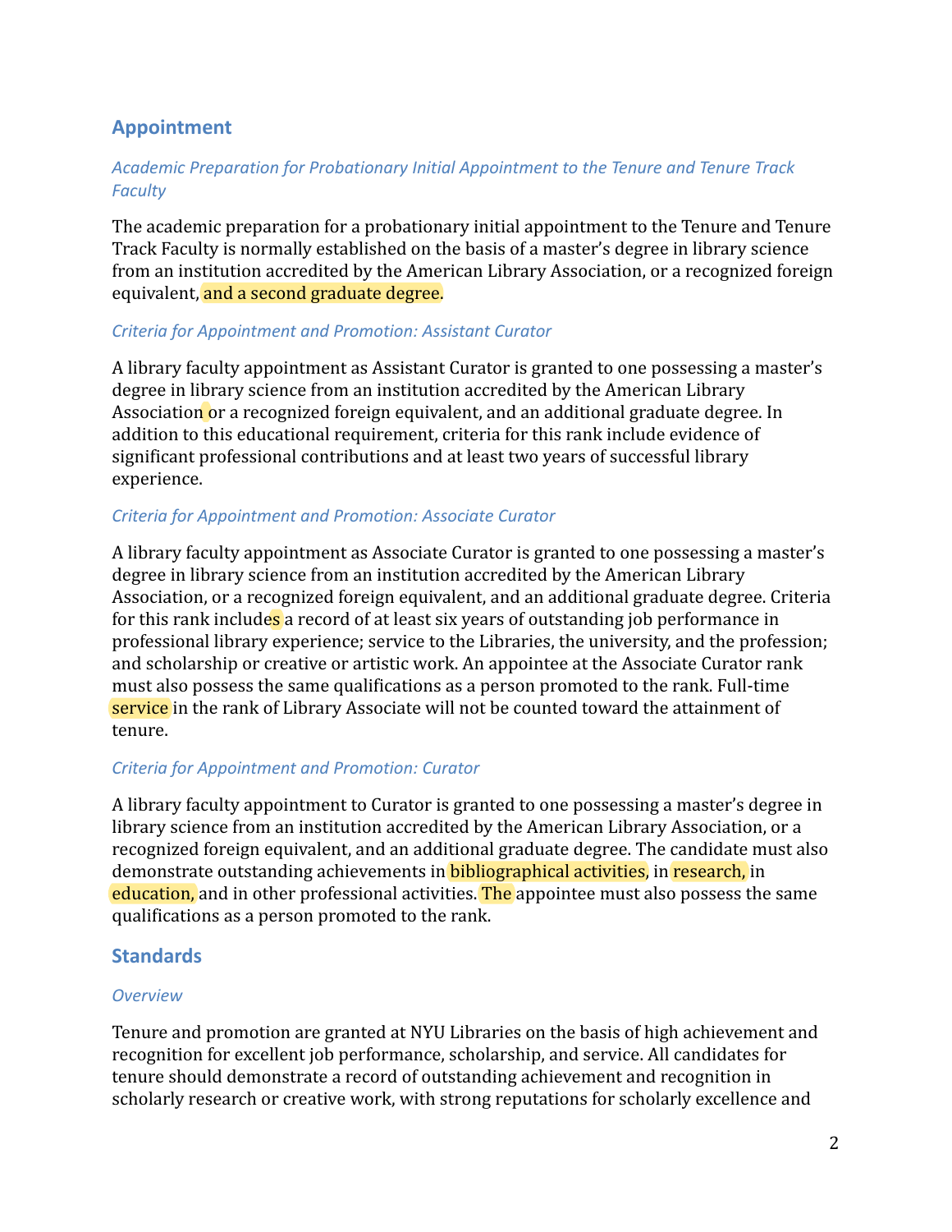## Appointment

### *Academic Preparation for Probationary Initial Appointment to the Tenure and Tenure Track Faculty*

The academic preparation for a probationary initial appointment to the Tenure and Tenure Track Faculty is normally established on the basis of a master's degree in library science from an institution accredited by the American Library Association, or a recognized foreign equivalent, and a second graduate degree.

### *Criteria for Appointment and Promotion: Assistant Curator*

A library faculty appointment as Assistant Curator is granted to one possessing a master's degree in library science from an institution accredited by the American Library Association or a recognized foreign equivalent, and an additional graduate degree. In addition to this educational requirement, criteria for this rank include evidence of significant professional contributions and at least two years of successful library experience.

### *Criteria for Appointment and Promotion: Associate Curator*

A library faculty appointment as Associate Curator is granted to one possessing a master's degree in library science from an institution accredited by the American Library Association, or a recognized foreign equivalent, and an additional graduate degree. Criteria for this rank includes a record of at least six years of outstanding job performance in professional library experience; service to the Libraries, the university, and the profession; and scholarship or creative or artistic work. An appointee at the Associate Curator rank must also possess the same qualifications as a person promoted to the rank. Full-time service in the rank of Library Associate will not be counted toward the attainment of tenure.

### *Criteria for Appointment and Promotion: Curator*

A library faculty appointment to Curator is granted to one possessing a master's degree in library science from an institution accredited by the American Library Association, or a recognized foreign equivalent, and an additional graduate degree. The candidate must also demonstrate outstanding achievements in bibliographical activities, in research, in education, and in other professional activities. The appointee must also possess the same qualifications as a person promoted to the rank.

## Standards

### *Overview*

Tenure and promotion are granted at NYU Libraries on the basis of high achievement and recognition for excellent job performance, scholarship, and service. All candidates for tenure should demonstrate a record of outstanding achievement and recognition in scholarly research or creative work, with strong reputations for scholarly excellence and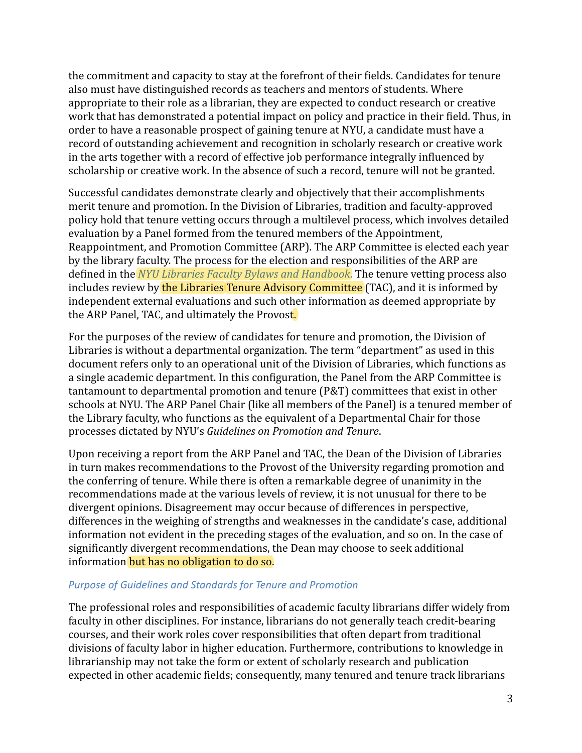the commitment and capacity to stay at the forefront of their fields. Candidates for tenure also must have distinguished records as teachers and mentors of students. Where appropriate to their role as a librarian, they are expected to conduct research or creative work that has demonstrated a potential impact on policy and practice in their field. Thus, in order to have a reasonable prospect of gaining tenure at NYU, a candidate must have a record of outstanding achievement and recognition in scholarly research or creative work in the arts together with a record of effective job performance integrally influenced by scholarship or creative work. In the absence of such a record, tenure will not be granted.

Successful candidates demonstrate clearly and objectively that their accomplishments merit tenure and promotion. In the Division of Libraries, tradition and faculty-approved policy hold that tenure vetting occurs through a multilevel process, which involves detailed evaluation by a Panel formed from the tenured members of the Appointment, Reappointment, and Promotion Committee (ARP). The ARP Committee is elected each year by the library faculty. The process for the election and responsibilities of the ARP are defined in the *NYU Libraries Faculty Bylaws and Handbook.* The tenure vetting process also includes review by the Libraries Tenure Advisory Committee (TAC), and it is informed by independent external evaluations and such other information as deemed appropriate by the ARP Panel, TAC, and ultimately the Provost.

For the purposes of the review of candidates for tenure and promotion, the Division of Libraries is without a departmental organization. The term "department" as used in this document refers only to an operational unit of the Division of Libraries, which functions as a single academic department. In this configuration, the Panel from the ARP Committee is tantamount to departmental promotion and tenure (P&T) committees that exist in other schools at NYU. The ARP Panel Chair (like all members of the Panel) is a tenured member of the Library faculty, who functions as the equivalent of a Departmental Chair for those processes dictated by NYU's *Guidelines on Promotion and Tenure*.

Upon receiving a report from the ARP Panel and TAC, the Dean of the Division of Libraries in turn makes recommendations to the Provost of the University regarding promotion and the conferring of tenure. While there is often a remarkable degree of unanimity in the recommendations made at the various levels of review, it is not unusual for there to be divergent opinions. Disagreement may occur because of differences in perspective, differences in the weighing of strengths and weaknesses in the candidate's case, additional information not evident in the preceding stages of the evaluation, and so on. In the case of significantly divergent recommendations, the Dean may choose to seek additional information but has no obligation to do so.

### *Purpose of Guidelines and Standards for Tenure and Promotion*

The professional roles and responsibilities of academic faculty librarians differ widely from faculty in other disciplines. For instance, librarians do not generally teach credit-bearing courses, and their work roles cover responsibilities that often depart from traditional divisions of faculty labor in higher education. Furthermore, contributions to knowledge in librarianship may not take the form or extent of scholarly research and publication expected in other academic fields; consequently, many tenured and tenure track librarians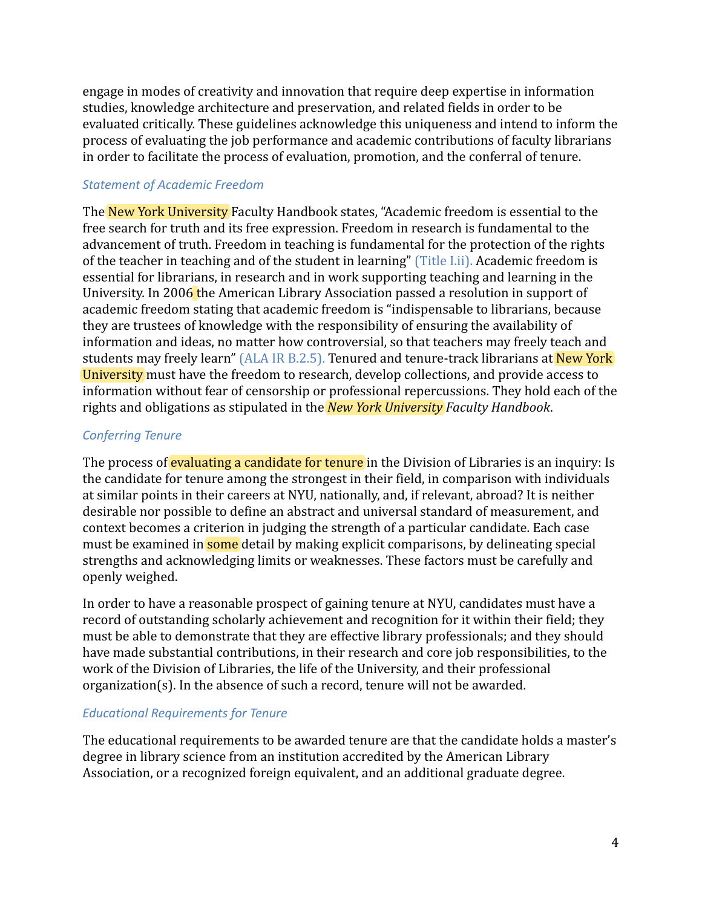engage in modes of creativity and innovation that require deep expertise in information studies, knowledge architecture and preservation, and related fields in order to be evaluated critically. These guidelines acknowledge this uniqueness and intend to inform the process of evaluating the job performance and academic contributions of faculty librarians in order to facilitate the process of evaluation, promotion, and the conferral of tenure.

### *Statement of Academic Freedom*

The New York University Faculty Handbook states, "Academic freedom is essential to the free search for truth and its free expression. Freedom in research is fundamental to the advancement of truth. Freedom in teaching is fundamental for the protection of the rights of the teacher in teaching and of the student in learning" (Title I.ii). Academic freedom is essential for librarians, in research and in work supporting teaching and learning in the University. In 2006 the American Library Association passed a resolution in support of academic freedom stating that academic freedom is "indispensable to librarians, because they are trustees of knowledge with the responsibility of ensuring the availability of information and ideas, no matter how controversial, so that teachers may freely teach and students may freely learn" (ALA IR B.2.5). Tenured and tenure-track librarians at New York University must have the freedom to research, develop collections, and provide access to information without fear of censorship or professional repercussions. They hold each of the rights and obligations as stipulated in the *New York University Faculty Handbook*.

### *Conferring Tenure*

The process of evaluating a candidate for tenure in the Division of Libraries is an inquiry: Is the candidate for tenure among the strongest in their field, in comparison with individuals at similar points in their careers at NYU, nationally, and, if relevant, abroad? It is neither desirable nor possible to define an abstract and universal standard of measurement, and context becomes a criterion in judging the strength of a particular candidate. Each case must be examined in some detail by making explicit comparisons, by delineating special strengths and acknowledging limits or weaknesses. These factors must be carefully and openly weighed.

In order to have a reasonable prospect of gaining tenure at NYU, candidates must have a record of outstanding scholarly achievement and recognition for it within their field; they must be able to demonstrate that they are effective library professionals; and they should have made substantial contributions, in their research and core job responsibilities, to the work of the Division of Libraries, the life of the University, and their professional organization(s). In the absence of such a record, tenure will not be awarded.

### *Educational Requirements for Tenure*

The educational requirements to be awarded tenure are that the candidate holds a master's degree in library science from an institution accredited by the American Library Association, or a recognized foreign equivalent, and an additional graduate degree.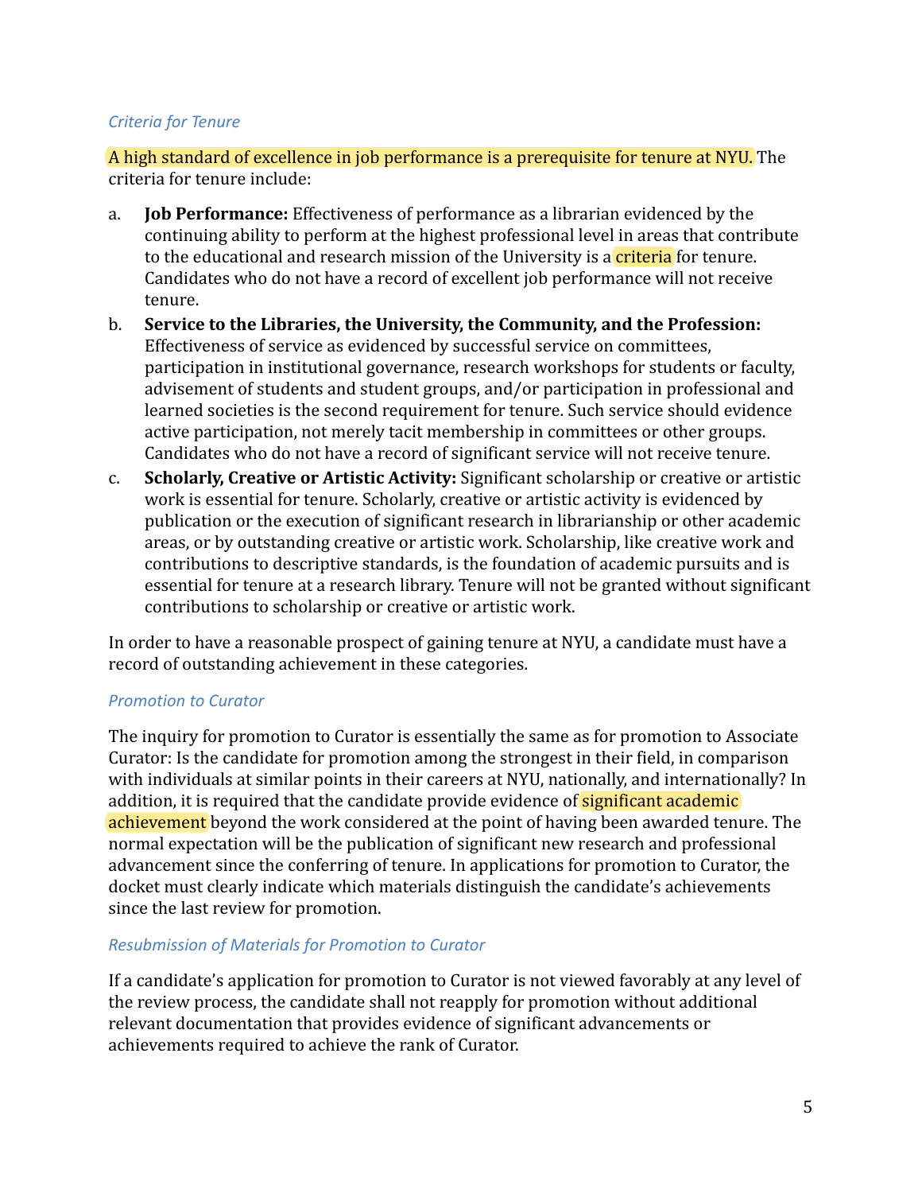### *Criteria for Tenure*

A high standard of excellence in job performance is a prerequisite for tenure at NYU. The criteria for tenure include:

a. **Job Performance:** Effectiveness of performance as a librarian evidenced by the continuing ability to perform at the highest professional level in areas that contribute to the educational and research mission of the University is a criteria for tenure. Candidates who do not have a record of excellent job performance will not receive tenure.

b. **Service to the Libraries, the University, the Community, and the Profession:** Effectiveness of service as evidenced by successful service on committees, participation in institutional governance, research workshops for students or faculty, advisement of students and student groups, and/or participation in professional and learned societies is the second requirement for tenure. Such service should evidence active participation, not merely tacit membership in committees or other groups. Candidates who do not have a record of significant service will not receive tenure.

c. **Scholarly, Creative or Artistic Activity:** Significant scholarship or creative or artistic work is essential for tenure. Scholarly, creative or artistic activity is evidenced by publication or the execution of significant research in librarianship or other academic areas, or by outstanding creative or artistic work. Scholarship, like creative work and contributions to descriptive standards, is the foundation of academic pursuits and is essential for tenure at a research library. Tenure will not be granted without significant contributions to scholarship or creative or artistic work.

In order to have a reasonable prospect of gaining tenure at NYU, a candidate must have a record of outstanding achievement in these categories.

### *Promotion to Curator*

The inquiry for promotion to Curator is essentially the same as for promotion to Associate Curator: Is the candidate for promotion among the strongest in their field, in comparison with individuals at similar points in their careers at NYU, nationally, and internationally? In addition, it is required that the candidate provide evidence of significant academic achievement beyond the work considered at the point of having been awarded tenure. The normal expectation will be the publication of significant new research and professional advancement since the conferring of tenure. In applications for promotion to Curator, the docket must clearly indicate which materials distinguish the candidate's achievements since the last review for promotion.

### *Resubmission of Materials for Promotion to Curator*

If a candidate's application for promotion to Curator is not viewed favorably at any level of the review process, the candidate shall not reapply for promotion without additional relevant documentation that provides evidence of significant advancements or achievements required to achieve the rank of Curator.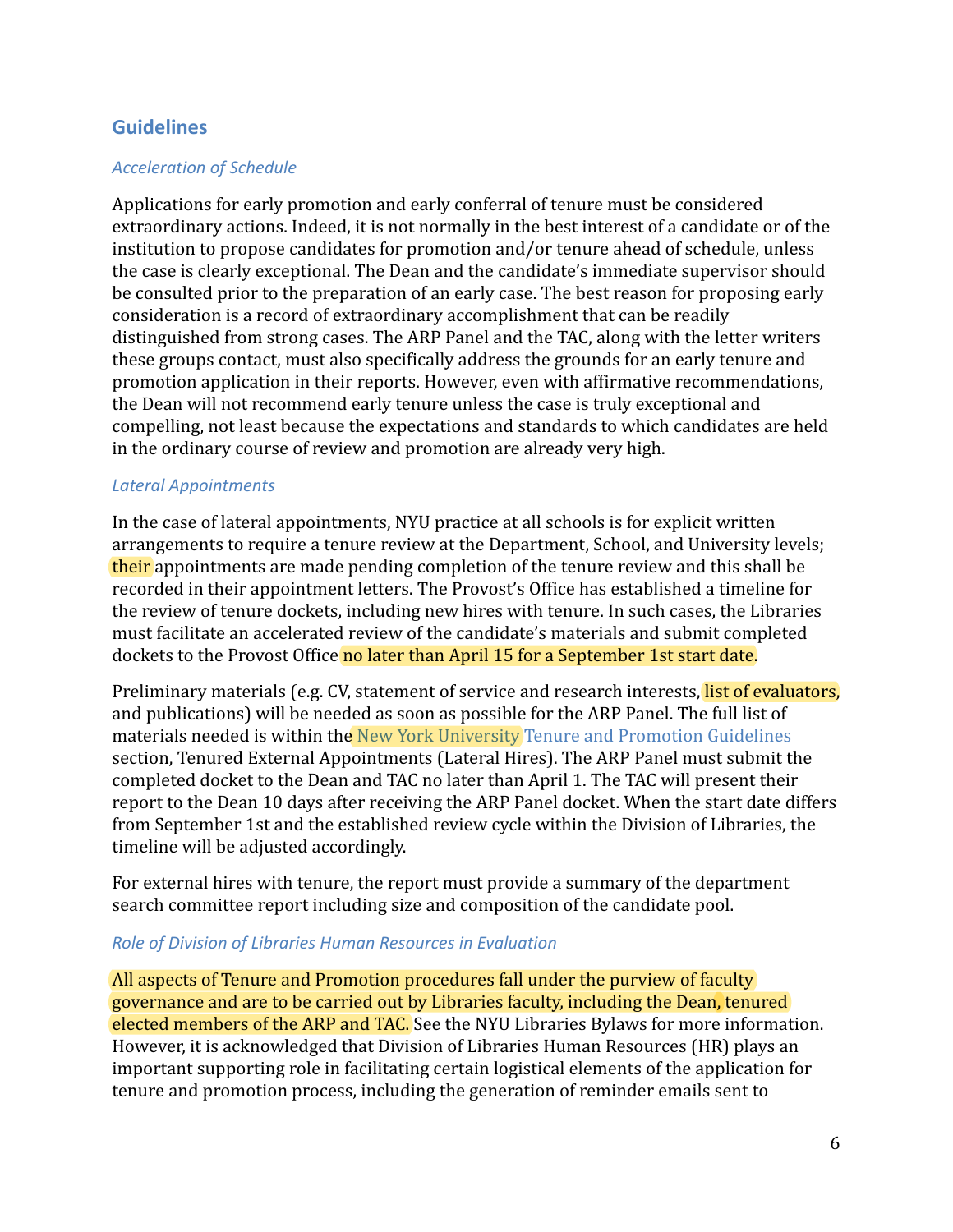## Guidelines

### *Acceleration of Schedule*

Applications for early promotion and early conferral of tenure must be considered extraordinary actions. Indeed, it is not normally in the best interest of a candidate or of the institution to propose candidates for promotion and/or tenure ahead of schedule, unless the case is clearly exceptional. The Dean and the candidate's immediate supervisor should be consulted prior to the preparation of an early case. The best reason for proposing early consideration is a record of extraordinary accomplishment that can be readily distinguished from strong cases. The ARP Panel and the TAC, along with the letter writers these groups contact, must also specifically address the grounds for an early tenure and promotion application in their reports. However, even with affirmative recommendations, the Dean will not recommend early tenure unless the case is truly exceptional and compelling, not least because the expectations and standards to which candidates are held in the ordinary course of review and promotion are already very high.

### *Lateral Appointments*

In the case of lateral appointments, NYU practice at all schools is for explicit written arrangements to require a tenure review at the Department, School, and University levels; their appointments are made pending completion of the tenure review and this shall be recorded in their appointment letters. The Provost's Office has established a timeline for the review of tenure dockets, including new hires with tenure. In such cases, the Libraries must facilitate an accelerated review of the candidate's materials and submit completed dockets to the Provost Office no later than April 15 for a September 1st start date.

Preliminary materials (e.g. CV, statement of service and research interests, list of evaluators, and publications) will be needed as soon as possible for the ARP Panel. The full list of materials needed is within the New York University Tenure and Promotion Guidelines section, Tenured External Appointments (Lateral Hires). The ARP Panel must submit the completed docket to the Dean and TAC no later than April 1. The TAC will present their report to the Dean 10 days after receiving the ARP Panel docket. When the start date differs from September 1st and the established review cycle within the Division of Libraries, the timeline will be adjusted accordingly.

For external hires with tenure, the report must provide a summary of the department search committee report including size and composition of the candidate pool.

### *Role of Division of Libraries Human Resources in Evaluation*

All aspects of Tenure and Promotion procedures fall under the purview of faculty governance and are to be carried out by Libraries faculty, including the Dean, tenured elected members of the ARP and TAC. See the NYU Libraries Bylaws for more information. However, it is acknowledged that Division of Libraries Human Resources (HR) plays an important supporting role in facilitating certain logistical elements of the application for tenure and promotion process, including the generation of reminder emails sent to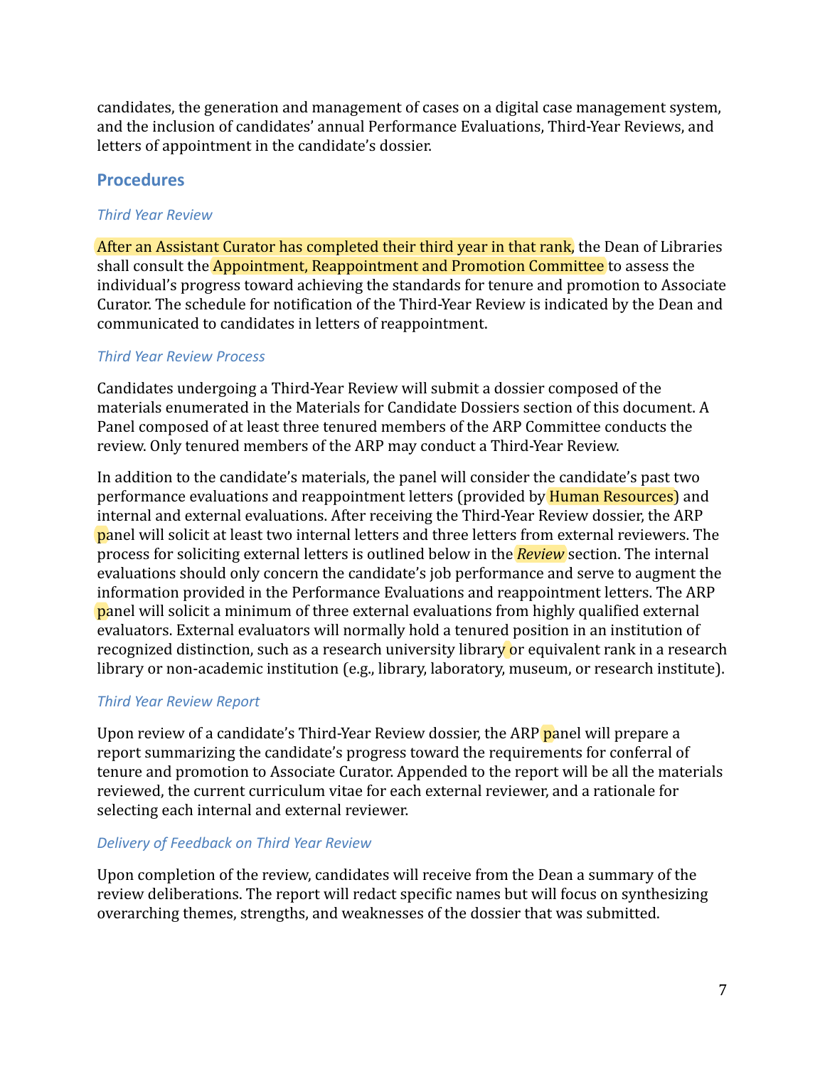candidates, the generation and management of cases on a digital case management system, and the inclusion of candidates' annual Performance Evaluations, Third-Year Reviews, and letters of appointment in the candidate's dossier.

## Procedures

### *Third Year Review*

After an Assistant Curator has completed their third year in that rank, the Dean of Libraries shall consult the Appointment, Reappointment and Promotion Committee to assess the individual's progress toward achieving the standards for tenure and promotion to Associate Curator. The schedule for notification of the Third-Year Review is indicated by the Dean and communicated to candidates in letters of reappointment.

### *Third Year Review Process*

Candidates undergoing a Third-Year Review will submit a dossier composed of the materials enumerated in the Materials for Candidate Dossiers section of this document. A Panel composed of at least three tenured members of the ARP Committee conducts the review. Only tenured members of the ARP may conduct a Third-Year Review.

In addition to the candidate's materials, the panel will consider the candidate's past two performance evaluations and reappointment letters (provided by Human Resources) and internal and external evaluations. After receiving the Third-Year Review dossier, the ARP panel will solicit at least two internal letters and three letters from external reviewers. The process for soliciting external letters is outlined below in the *Review* section. The internal evaluations should only concern the candidate's job performance and serve to augment the information provided in the Performance Evaluations and reappointment letters. The ARP panel will solicit a minimum of three external evaluations from highly qualified external evaluators. External evaluators will normally hold a tenured position in an institution of recognized distinction, such as a research university library or equivalent rank in a research library or non-academic institution (e.g., library, laboratory, museum, or research institute).

### *Third Year Review Report*

Upon review of a candidate's Third-Year Review dossier, the ARP panel will prepare a report summarizing the candidate's progress toward the requirements for conferral of tenure and promotion to Associate Curator. Appended to the report will be all the materials reviewed, the current curriculum vitae for each external reviewer, and a rationale for selecting each internal and external reviewer.

### *Delivery of Feedback on Third Year Review*

Upon completion of the review, candidates will receive from the Dean a summary of the review deliberations. The report will redact specific names but will focus on synthesizing overarching themes, strengths, and weaknesses of the dossier that was submitted.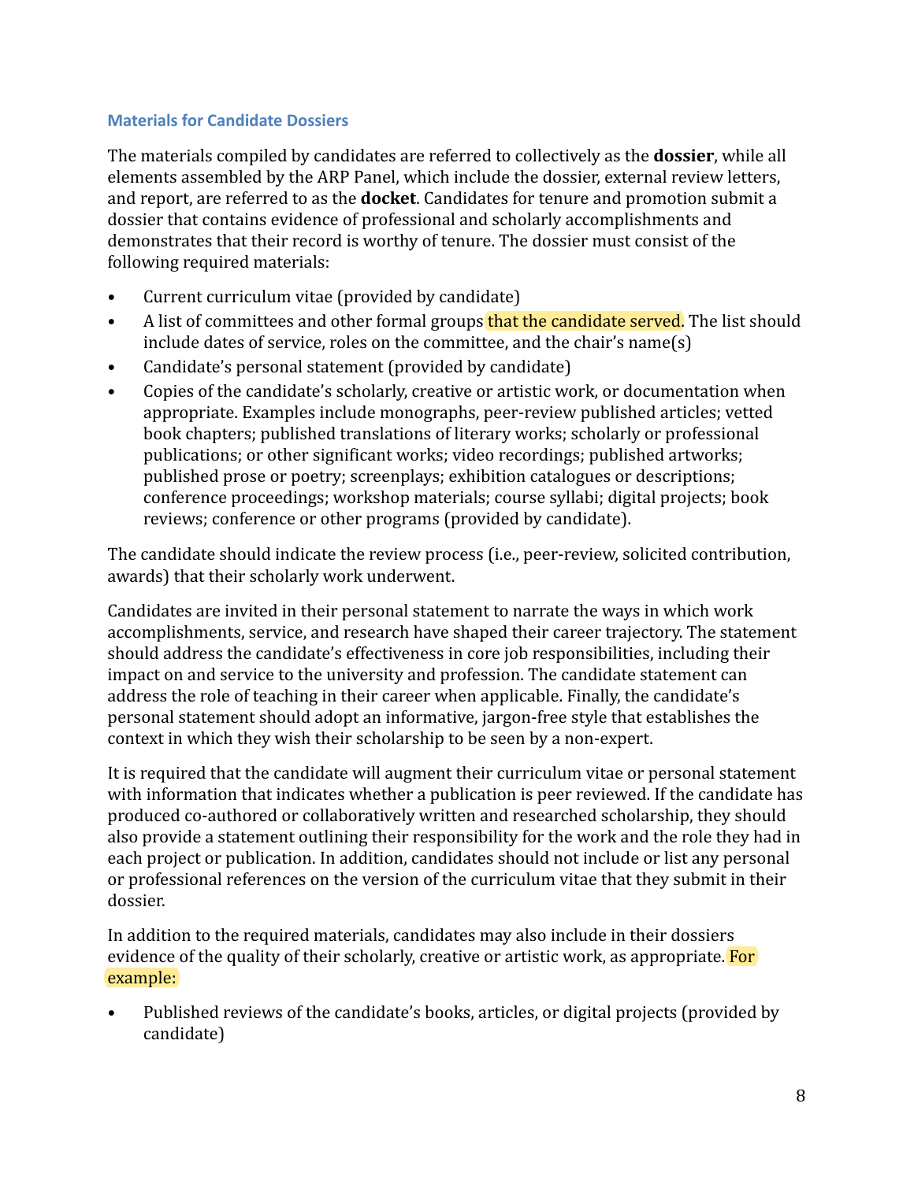### Materials for Candidate Dossiers

The materials compiled by candidates are referred to collectively as the **dossier**, while all elements assembled by the ARP Panel, which include the dossier, external review letters, and report, are referred to as the **docket**. Candidates for tenure and promotion submit a dossier that contains evidence of professional and scholarly accomplishments and demonstrates that their record is worthy of tenure. The dossier must consist of the following required materials:

- Current curriculum vitae (provided by candidate)
- A list of committees and other formal groups that the candidate served. The list should include dates of service, roles on the committee, and the chair's name(s)
- Candidate's personal statement (provided by candidate)
- Copies of the candidate's scholarly, creative or artistic work, or documentation when appropriate. Examples include monographs, peer-review published articles; vetted book chapters; published translations of literary works; scholarly or professional publications; or other significant works; video recordings; published artworks; published prose or poetry; screenplays; exhibition catalogues or descriptions; conference proceedings; workshop materials; course syllabi; digital projects; book reviews; conference or other programs (provided by candidate).

The candidate should indicate the review process (i.e., peer-review, solicited contribution, awards) that their scholarly work underwent.

Candidates are invited in their personal statement to narrate the ways in which work accomplishments, service, and research have shaped their career trajectory. The statement should address the candidate's effectiveness in core job responsibilities, including their impact on and service to the university and profession. The candidate statement can address the role of teaching in their career when applicable. Finally, the candidate's personal statement should adopt an informative, jargon-free style that establishes the context in which they wish their scholarship to be seen by a non-expert.

It is required that the candidate will augment their curriculum vitae or personal statement with information that indicates whether a publication is peer reviewed. If the candidate has produced co-authored or collaboratively written and researched scholarship, they should also provide a statement outlining their responsibility for the work and the role they had in each project or publication. In addition, candidates should not include or list any personal or professional references on the version of the curriculum vitae that they submit in their dossier.

In addition to the required materials, candidates may also include in their dossiers evidence of the quality of their scholarly, creative or artistic work, as appropriate. For example:

- Published reviews of the candidate's books, articles, or digital projects (provided by candidate)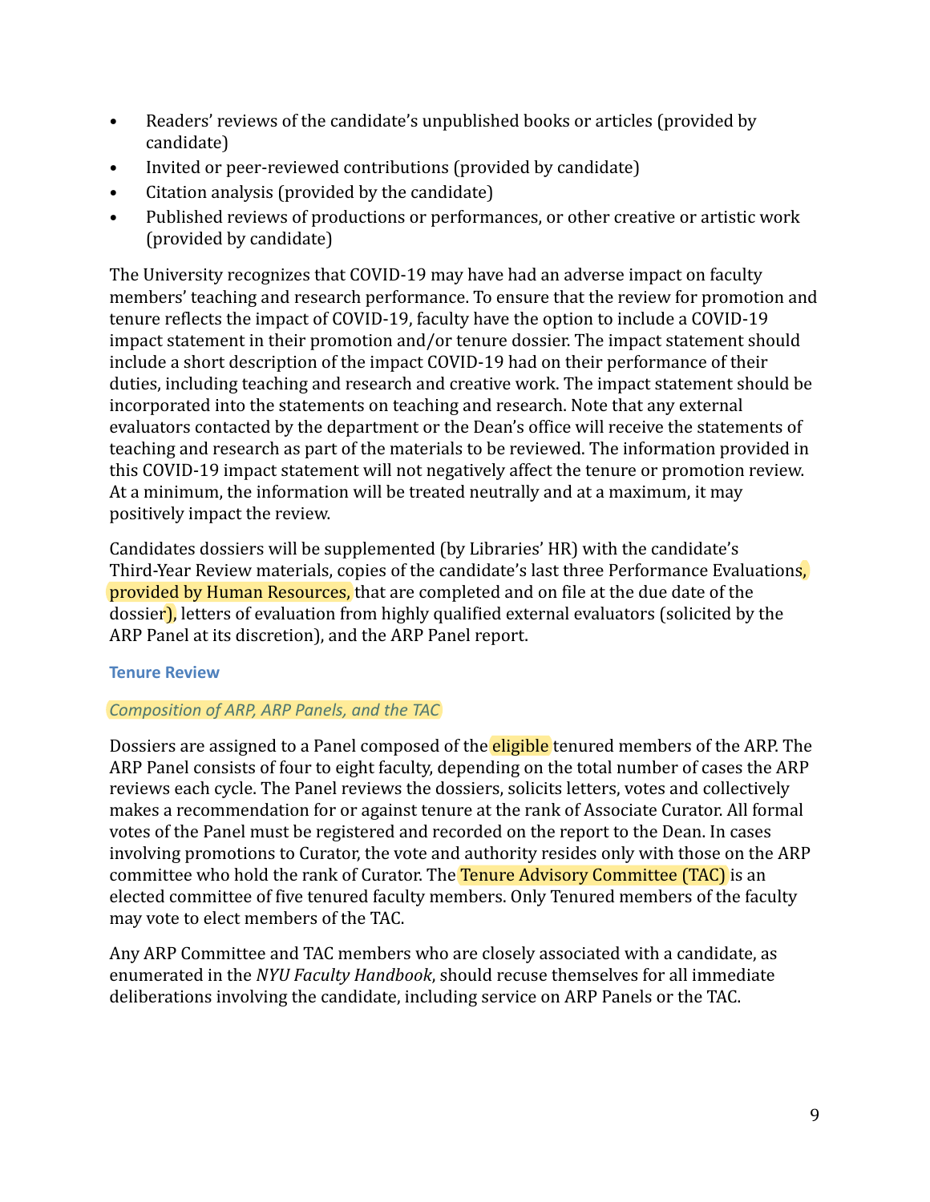- Readers' reviews of the candidate's unpublished books or articles (provided by candidate)
- Invited or peer-reviewed contributions (provided by candidate)
- Citation analysis (provided by the candidate)
- Published reviews of productions or performances, or other creative or artistic work (provided by candidate)

The University recognizes that COVID-19 may have had an adverse impact on faculty members' teaching and research performance. To ensure that the review for promotion and tenure reflects the impact of COVID-19, faculty have the option to include a COVID-19 impact statement in their promotion and/or tenure dossier. The impact statement should include a short description of the impact COVID-19 had on their performance of their duties, including teaching and research and creative work. The impact statement should be incorporated into the statements on teaching and research. Note that any external evaluators contacted by the department or the Dean's office will receive the statements of teaching and research as part of the materials to be reviewed. The information provided in this COVID-19 impact statement will not negatively affect the tenure or promotion review. At a minimum, the information will be treated neutrally and at a maximum, it may positively impact the review.

Candidates dossiers will be supplemented (by Libraries' HR) with the candidate's Third-Year Review materials, copies of the candidate's last three Performance Evaluations, provided by Human Resources, that are completed and on file at the due date of the dossier), letters of evaluation from highly qualified external evaluators (solicited by the ARP Panel at its discretion), and the ARP Panel report.

### Tenure Review

*Composition of ARP, ARP Panels, and the TAC*

Dossiers are assigned to a Panel composed of the eligible tenured members of the ARP. The ARP Panel consists of four to eight faculty, depending on the total number of cases the ARP reviews each cycle. The Panel reviews the dossiers, solicits letters, votes and collectively makes a recommendation for or against tenure at the rank of Associate Curator. All formal votes of the Panel must be registered and recorded on the report to the Dean. In cases involving promotions to Curator, the vote and authority resides only with those on the ARP committee who hold the rank of Curator. The Tenure Advisory Committee (TAC) is an elected committee of five tenured faculty members. Only Tenured members of the faculty may vote to elect members of the TAC.

Any ARP Committee and TAC members who are closely associated with a candidate, as enumerated in the *NYU Faculty Handbook*, should recuse themselves for all immediate deliberations involving the candidate, including service on ARP Panels or the TAC.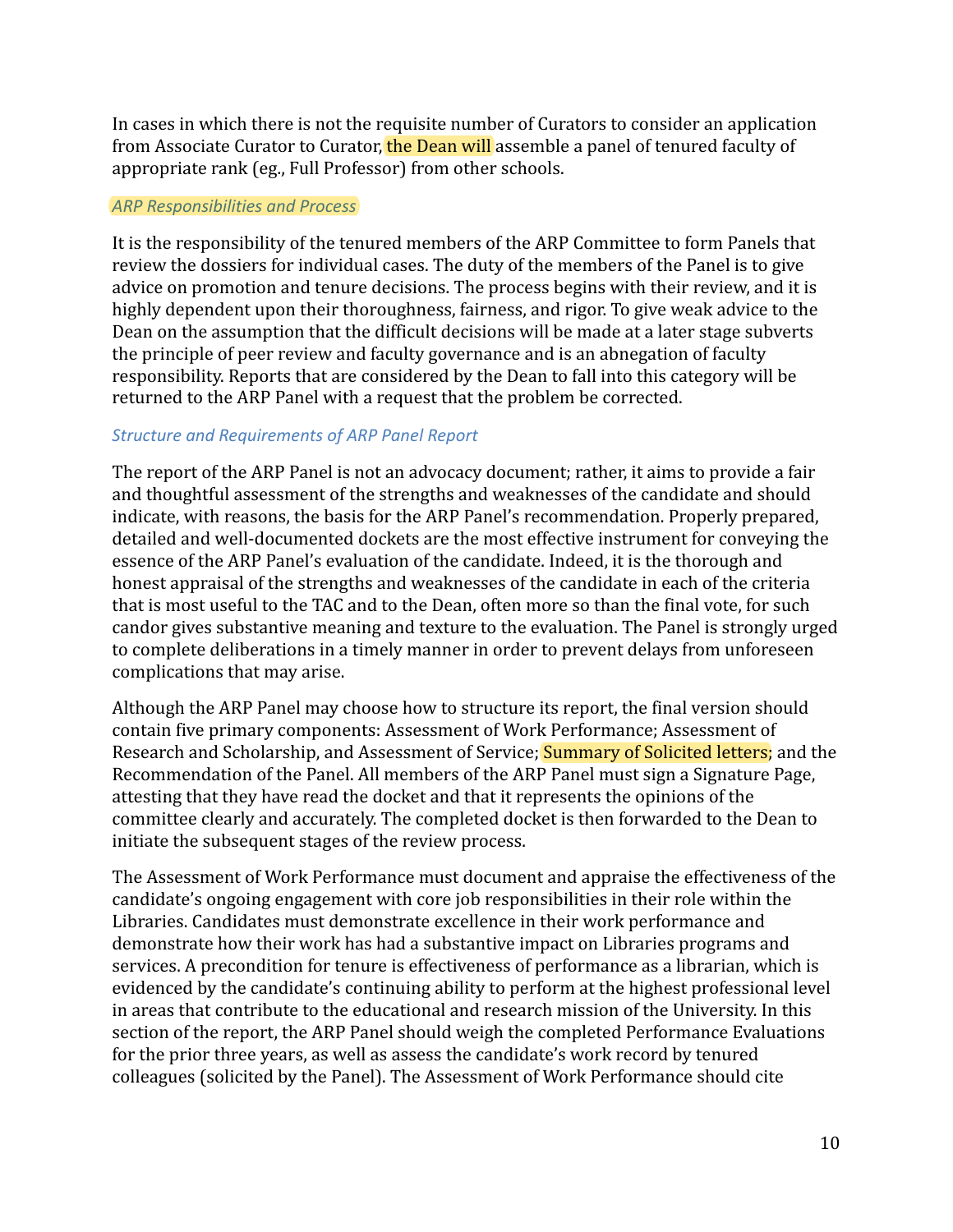In cases in which there is not the requisite number of Curators to consider an application from Associate Curator to Curator, the Dean will assemble a panel of tenured faculty of appropriate rank (eg., Full Professor) from other schools.

### *ARP Responsibilities and Process*

It is the responsibility of the tenured members of the ARP Committee to form Panels that review the dossiers for individual cases. The duty of the members of the Panel is to give advice on promotion and tenure decisions. The process begins with their review, and it is highly dependent upon their thoroughness, fairness, and rigor. To give weak advice to the Dean on the assumption that the difficult decisions will be made at a later stage subverts the principle of peer review and faculty governance and is an abnegation of faculty responsibility. Reports that are considered by the Dean to fall into this category will be returned to the ARP Panel with a request that the problem be corrected.

### *Structure and Requirements of ARP Panel Report*

The report of the ARP Panel is not an advocacy document; rather, it aims to provide a fair and thoughtful assessment of the strengths and weaknesses of the candidate and should indicate, with reasons, the basis for the ARP Panel's recommendation. Properly prepared, detailed and well-documented dockets are the most effective instrument for conveying the essence of the ARP Panel's evaluation of the candidate. Indeed, it is the thorough and honest appraisal of the strengths and weaknesses of the candidate in each of the criteria that is most useful to the TAC and to the Dean, often more so than the final vote, for such candor gives substantive meaning and texture to the evaluation. The Panel is strongly urged to complete deliberations in a timely manner in order to prevent delays from unforeseen complications that may arise.

Although the ARP Panel may choose how to structure its report, the final version should contain five primary components: Assessment of Work Performance; Assessment of Research and Scholarship, and Assessment of Service; Summary of Solicited letters; and the Recommendation of the Panel. All members of the ARP Panel must sign a Signature Page, attesting that they have read the docket and that it represents the opinions of the committee clearly and accurately. The completed docket is then forwarded to the Dean to initiate the subsequent stages of the review process.

The Assessment of Work Performance must document and appraise the effectiveness of the candidate's ongoing engagement with core job responsibilities in their role within the Libraries. Candidates must demonstrate excellence in their work performance and demonstrate how their work has had a substantive impact on Libraries programs and services. A precondition for tenure is effectiveness of performance as a librarian, which is evidenced by the candidate's continuing ability to perform at the highest professional level in areas that contribute to the educational and research mission of the University. In this section of the report, the ARP Panel should weigh the completed Performance Evaluations for the prior three years, as well as assess the candidate's work record by tenured colleagues (solicited by the Panel). The Assessment of Work Performance should cite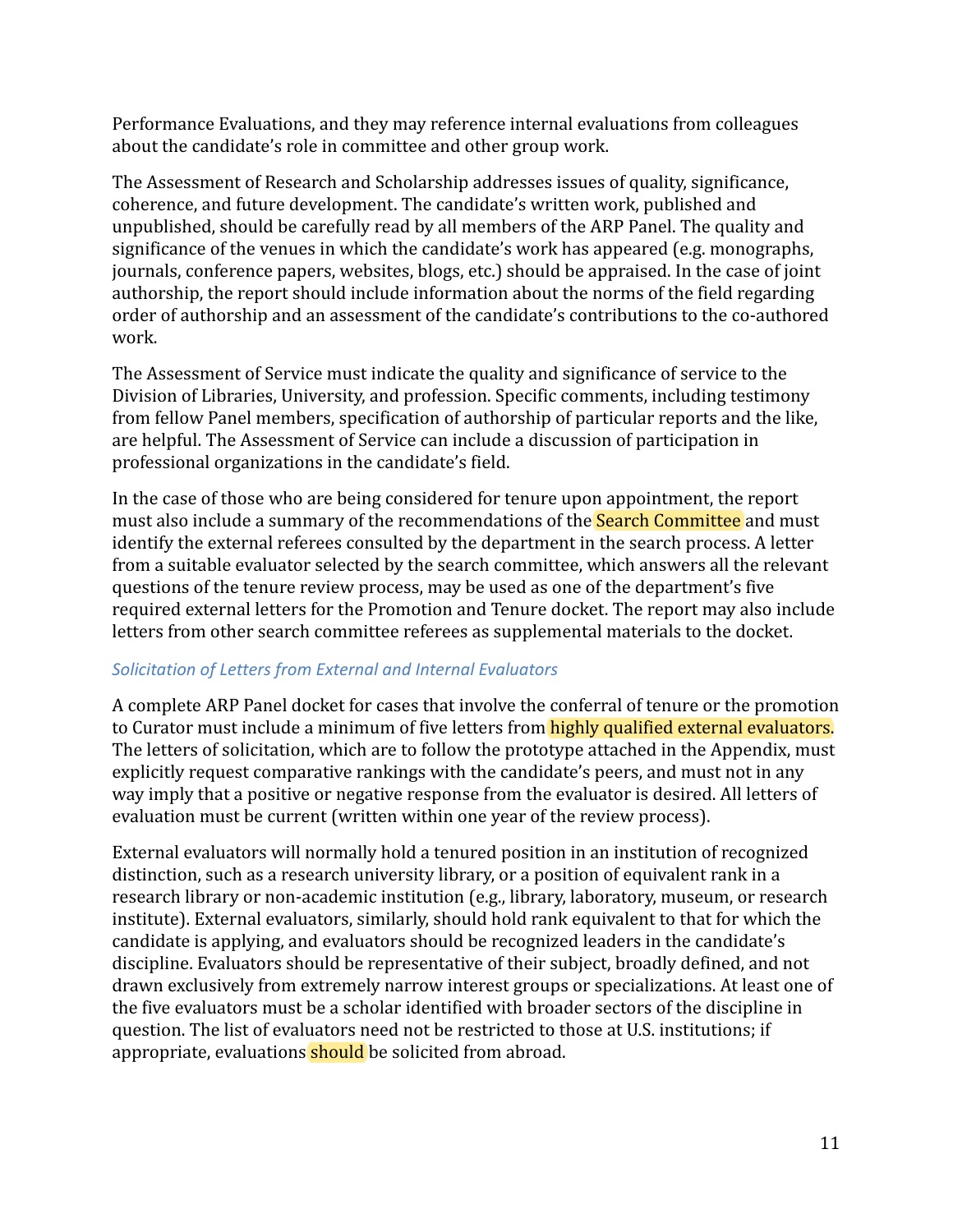Performance Evaluations, and they may reference internal evaluations from colleagues about the candidate's role in committee and other group work.

The Assessment of Research and Scholarship addresses issues of quality, significance, coherence, and future development. The candidate's written work, published and unpublished, should be carefully read by all members of the ARP Panel. The quality and significance of the venues in which the candidate's work has appeared (e.g. monographs, journals, conference papers, websites, blogs, etc.) should be appraised. In the case of joint authorship, the report should include information about the norms of the field regarding order of authorship and an assessment of the candidate's contributions to the co-authored work.

The Assessment of Service must indicate the quality and significance of service to the Division of Libraries, University, and profession. Specific comments, including testimony from fellow Panel members, specification of authorship of particular reports and the like, are helpful. The Assessment of Service can include a discussion of participation in professional organizations in the candidate's field.

In the case of those who are being considered for tenure upon appointment, the report must also include a summary of the recommendations of the Search Committee and must identify the external referees consulted by the department in the search process. A letter from a suitable evaluator selected by the search committee, which answers all the relevant questions of the tenure review process, may be used as one of the department's five required external letters for the Promotion and Tenure docket. The report may also include letters from other search committee referees as supplemental materials to the docket.

### *Solicitation of Letters from External and Internal Evaluators*

A complete ARP Panel docket for cases that involve the conferral of tenure or the promotion to Curator must include a minimum of five letters from highly qualified external evaluators. The letters of solicitation, which are to follow the prototype attached in the Appendix, must explicitly request comparative rankings with the candidate's peers, and must not in any way imply that a positive or negative response from the evaluator is desired. All letters of evaluation must be current (written within one year of the review process).

External evaluators will normally hold a tenured position in an institution of recognized distinction, such as a research university library, or a position of equivalent rank in a research library or non-academic institution (e.g., library, laboratory, museum, or research institute). External evaluators, similarly, should hold rank equivalent to that for which the candidate is applying, and evaluators should be recognized leaders in the candidate's discipline. Evaluators should be representative of their subject, broadly defined, and not drawn exclusively from extremely narrow interest groups or specializations. At least one of the five evaluators must be a scholar identified with broader sectors of the discipline in question. The list of evaluators need not be restricted to those at U.S. institutions; if appropriate, evaluations should be solicited from abroad.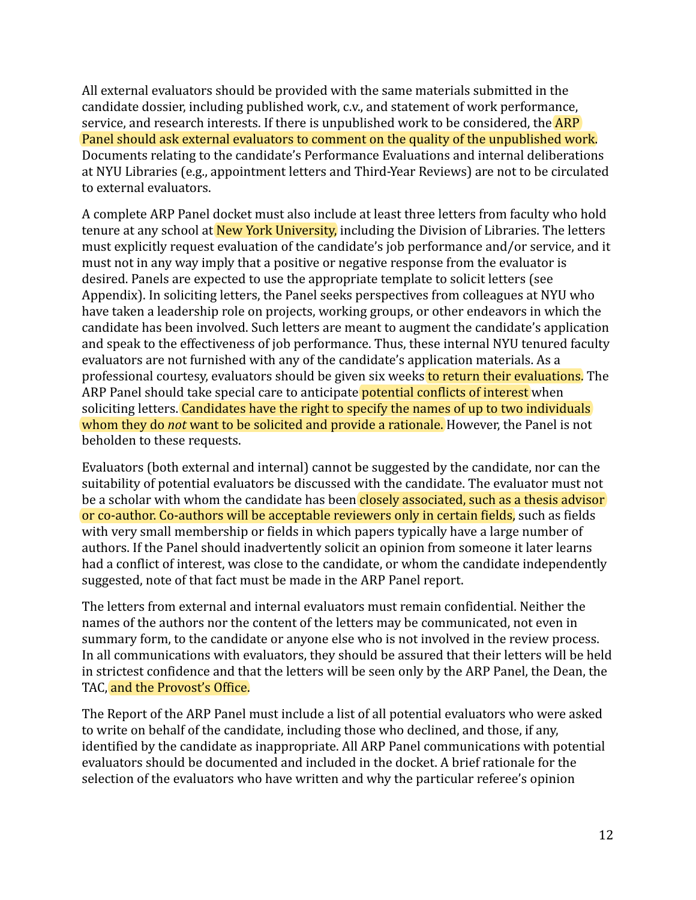All external evaluators should be provided with the same materials submitted in the candidate dossier, including published work, c.v., and statement of work performance, service, and research interests. If there is unpublished work to be considered, the ARP Panel should ask external evaluators to comment on the quality of the unpublished work. Documents relating to the candidate's Performance Evaluations and internal deliberations at NYU Libraries (e.g., appointment letters and Third-Year Reviews) are not to be circulated to external evaluators.

A complete ARP Panel docket must also include at least three letters from faculty who hold tenure at any school at New York University, including the Division of Libraries. The letters must explicitly request evaluation of the candidate's job performance and/or service, and it must not in any way imply that a positive or negative response from the evaluator is desired. Panels are expected to use the appropriate template to solicit letters (see Appendix). In soliciting letters, the Panel seeks perspectives from colleagues at NYU who have taken a leadership role on projects, working groups, or other endeavors in which the candidate has been involved. Such letters are meant to augment the candidate's application and speak to the effectiveness of job performance. Thus, these internal NYU tenured faculty evaluators are not furnished with any of the candidate's application materials. As a professional courtesy, evaluators should be given six weeks to return their evaluations. The ARP Panel should take special care to anticipate potential conflicts of interest when soliciting letters. Candidates have the right to specify the names of up to two individuals whom they do *not* want to be solicited and provide a rationale. However, the Panel is not beholden to these requests.

Evaluators (both external and internal) cannot be suggested by the candidate, nor can the suitability of potential evaluators be discussed with the candidate. The evaluator must not be a scholar with whom the candidate has been closely associated, such as a thesis advisor or co-author. Co-authors will be acceptable reviewers only in certain fields, such as fields with very small membership or fields in which papers typically have a large number of authors. If the Panel should inadvertently solicit an opinion from someone it later learns had a conflict of interest, was close to the candidate, or whom the candidate independently suggested, note of that fact must be made in the ARP Panel report.

The letters from external and internal evaluators must remain confidential. Neither the names of the authors nor the content of the letters may be communicated, not even in summary form, to the candidate or anyone else who is not involved in the review process. In all communications with evaluators, they should be assured that their letters will be held in strictest confidence and that the letters will be seen only by the ARP Panel, the Dean, the TAC, and the Provost's Office.

The Report of the ARP Panel must include a list of all potential evaluators who were asked to write on behalf of the candidate, including those who declined, and those, if any, identified by the candidate as inappropriate. All ARP Panel communications with potential evaluators should be documented and included in the docket. A brief rationale for the selection of the evaluators who have written and why the particular referee's opinion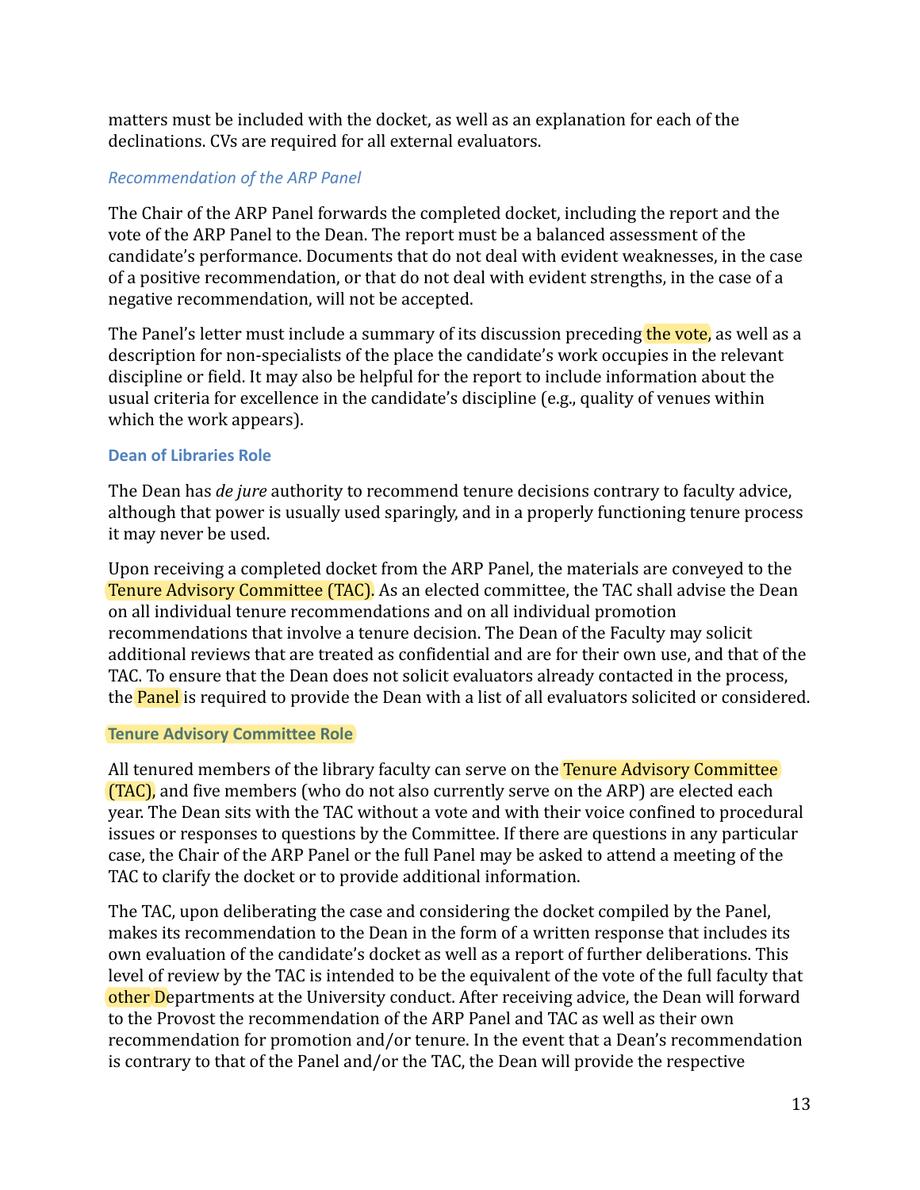matters must be included with the docket, as well as an explanation for each of the declinations. CVs are required for all external evaluators.

#### *Recommendation of the ARP Panel*

The Chair of the ARP Panel forwards the completed docket, including the report and the vote of the ARP Panel to the Dean. The report must be a balanced assessment of the candidate's performance. Documents that do not deal with evident weaknesses, in the case of a positive recommendation, or that do not deal with evident strengths, in the case of a negative recommendation, will not be accepted.

The Panel's letter must include a summary of its discussion preceding the vote, as well as a description for non-specialists of the place the candidate's work occupies in the relevant discipline or field. It may also be helpful for the report to include information about the usual criteria for excellence in the candidate's discipline (e.g., quality of venues within which the work appears).

### Dean of Libraries Role

The Dean has *de jure* authority to recommend tenure decisions contrary to faculty advice, although that power is usually used sparingly, and in a properly functioning tenure process it may never be used.

Upon receiving a completed docket from the ARP Panel, the materials are conveyed to the Tenure Advisory Committee (TAC). As an elected committee, the TAC shall advise the Dean on all individual tenure recommendations and on all individual promotion recommendations that involve a tenure decision. The Dean of the Faculty may solicit additional reviews that are treated as confidential and are for their own use, and that of the TAC. To ensure that the Dean does not solicit evaluators already contacted in the process, the Panel is required to provide the Dean with a list of all evaluators solicited or considered.

### Tenure Advisory Committee Role

All tenured members of the library faculty can serve on the Tenure Advisory Committee (TAC), and five members (who do not also currently serve on the ARP) are elected each year. The Dean sits with the TAC without a vote and with their voice confined to procedural issues or responses to questions by the Committee. If there are questions in any particular case, the Chair of the ARP Panel or the full Panel may be asked to attend a meeting of the TAC to clarify the docket or to provide additional information.

The TAC, upon deliberating the case and considering the docket compiled by the Panel, makes its recommendation to the Dean in the form of a written response that includes its own evaluation of the candidate's docket as well as a report of further deliberations. This level of review by the TAC is intended to be the equivalent of the vote of the full faculty that other Departments at the University conduct. After receiving advice, the Dean will forward to the Provost the recommendation of the ARP Panel and TAC as well as their own recommendation for promotion and/or tenure. In the event that a Dean's recommendation is contrary to that of the Panel and/or the TAC, the Dean will provide the respective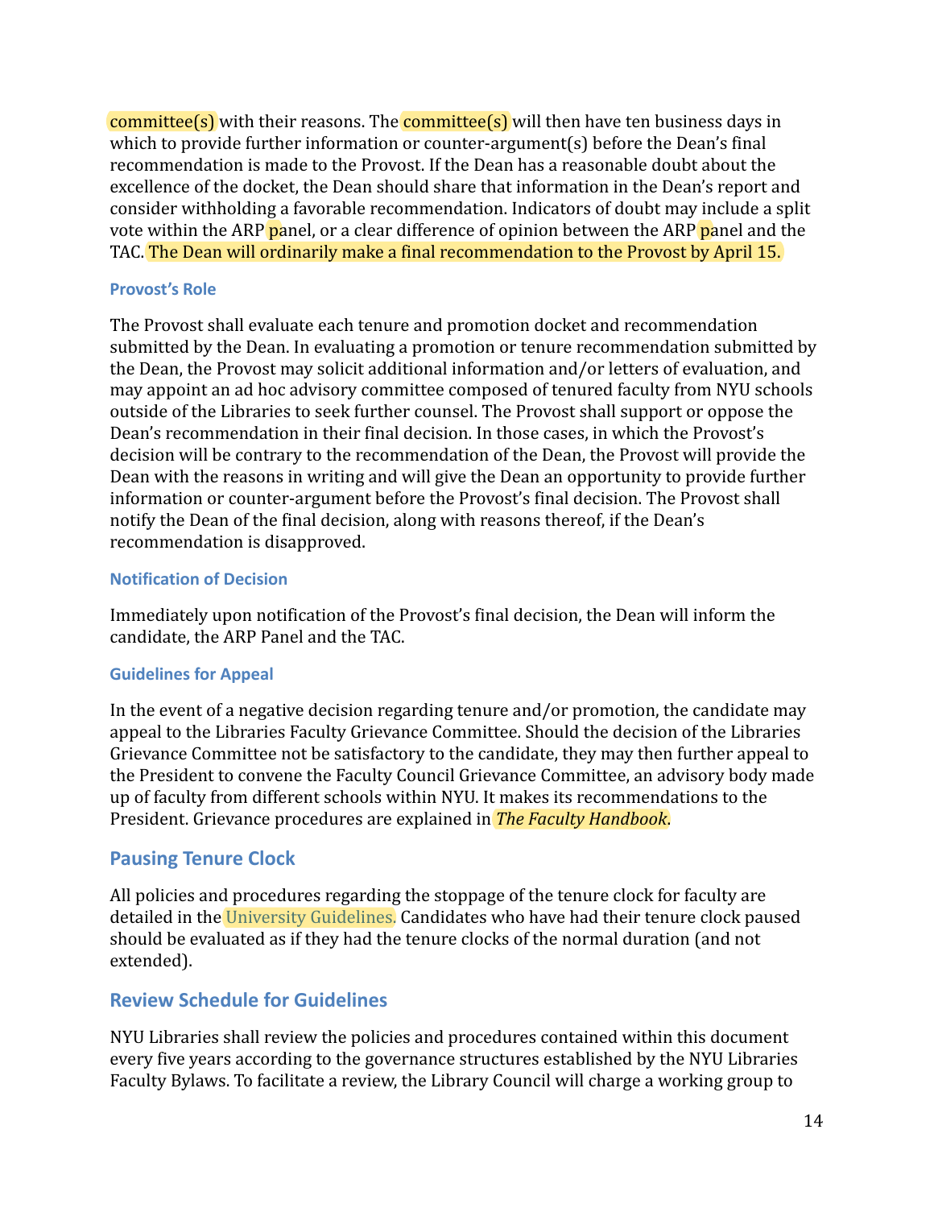committee(s) with their reasons. The committee(s) will then have ten business days in which to provide further information or counter-argument(s) before the Dean's final recommendation is made to the Provost. If the Dean has a reasonable doubt about the excellence of the docket, the Dean should share that information in the Dean's report and consider withholding a favorable recommendation. Indicators of doubt may include a split vote within the ARP panel, or a clear difference of opinion between the ARP panel and the TAC. The Dean will ordinarily make a final recommendation to the Provost by April 15.

### Provost's Role

The Provost shall evaluate each tenure and promotion docket and recommendation submitted by the Dean. In evaluating a promotion or tenure recommendation submitted by the Dean, the Provost may solicit additional information and/or letters of evaluation, and may appoint an ad hoc advisory committee composed of tenured faculty from NYU schools outside of the Libraries to seek further counsel. The Provost shall support or oppose the Dean's recommendation in their final decision. In those cases, in which the Provost's decision will be contrary to the recommendation of the Dean, the Provost will provide the Dean with the reasons in writing and will give the Dean an opportunity to provide further information or counter-argument before the Provost's final decision. The Provost shall notify the Dean of the final decision, along with reasons thereof, if the Dean's recommendation is disapproved.

### Notification of Decision

Immediately upon notification of the Provost's final decision, the Dean will inform the candidate, the ARP Panel and the TAC.

### Guidelines for Appeal

In the event of a negative decision regarding tenure and/or promotion, the candidate may appeal to the Libraries Faculty Grievance Committee. Should the decision of the Libraries Grievance Committee not be satisfactory to the candidate, they may then further appeal to the President to convene the Faculty Council Grievance Committee, an advisory body made up of faculty from different schools within NYU. It makes its recommendations to the President. Grievance procedures are explained in *The Faculty Handbook*.

## Pausing Tenure Clock

All policies and procedures regarding the stoppage of the tenure clock for faculty are detailed in the University Guidelines. Candidates who have had their tenure clock paused should be evaluated as if they had the tenure clocks of the normal duration (and not extended).

## Review Schedule for Guidelines

NYU Libraries shall review the policies and procedures contained within this document every five years according to the governance structures established by the NYU Libraries Faculty Bylaws. To facilitate a review, the Library Council will charge a working group to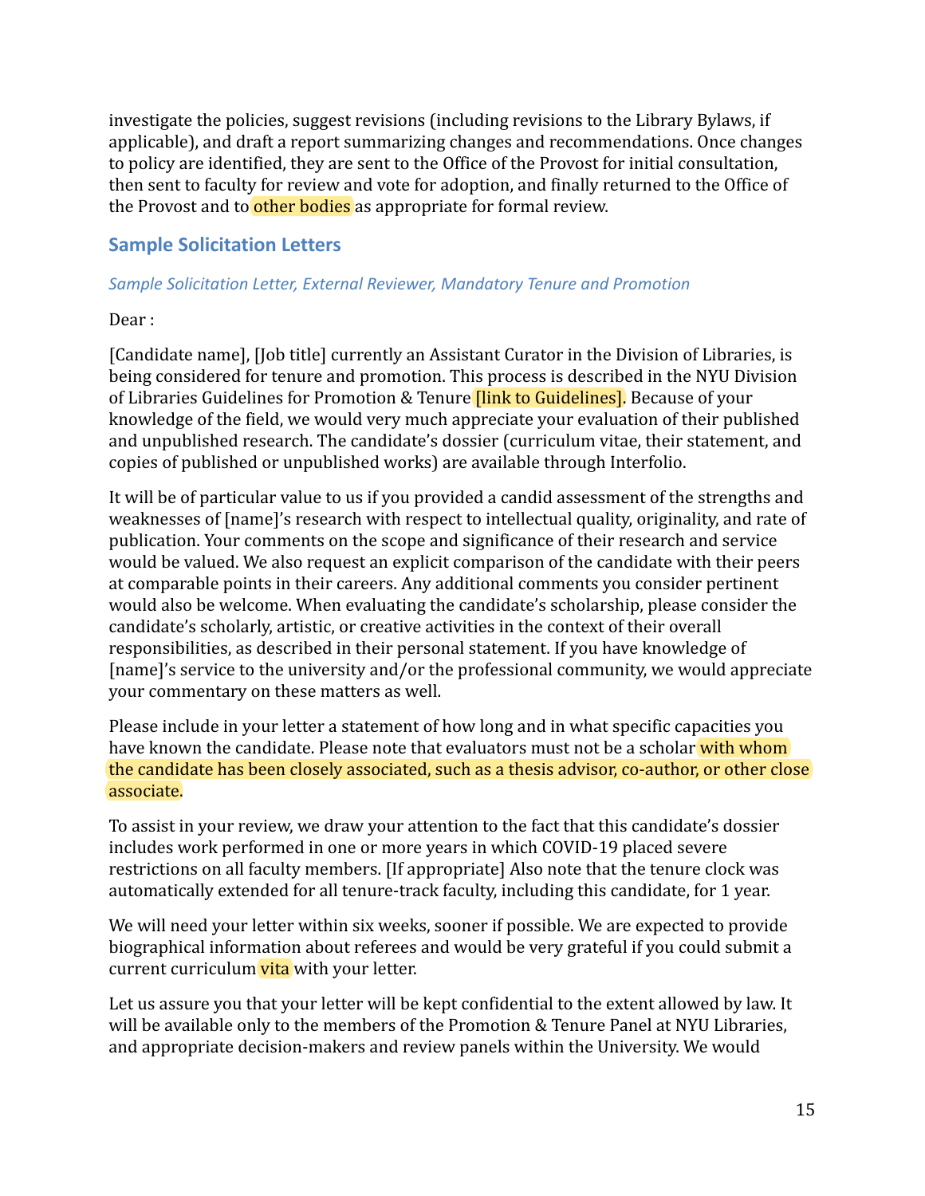investigate the policies, suggest revisions (including revisions to the Library Bylaws, if applicable), and draft a report summarizing changes and recommendations. Once changes to policy are identified, they are sent to the Office of the Provost for initial consultation, then sent to faculty for review and vote for adoption, and finally returned to the Office of the Provost and to other bodies as appropriate for formal review.

## Sample Solicitation Letters

### *Sample Solicitation Letter, External Reviewer, Mandatory Tenure and Promotion*

Dear :

[Candidate name], [Job title] currently an Assistant Curator in the Division of Libraries, is being considered for tenure and promotion. This process is described in the NYU Division of Libraries Guidelines for Promotion & Tenure [link to Guidelines]. Because of your knowledge of the field, we would very much appreciate your evaluation of their published and unpublished research. The candidate's dossier (curriculum vitae, their statement, and copies of published or unpublished works) are available through Interfolio.

It will be of particular value to us if you provided a candid assessment of the strengths and weaknesses of [name]'s research with respect to intellectual quality, originality, and rate of publication. Your comments on the scope and significance of their research and service would be valued. We also request an explicit comparison of the candidate with their peers at comparable points in their careers. Any additional comments you consider pertinent would also be welcome. When evaluating the candidate's scholarship, please consider the candidate's scholarly, artistic, or creative activities in the context of their overall responsibilities, as described in their personal statement. If you have knowledge of [name]'s service to the university and/or the professional community, we would appreciate your commentary on these matters as well.

Please include in your letter a statement of how long and in what specific capacities you have known the candidate. Please note that evaluators must not be a scholar with whom the candidate has been closely associated, such as a thesis advisor, co-author, or other close associate.

To assist in your review, we draw your attention to the fact that this candidate's dossier includes work performed in one or more years in which COVID-19 placed severe restrictions on all faculty members. [If appropriate] Also note that the tenure clock was automatically extended for all tenure-track faculty, including this candidate, for 1 year.

We will need your letter within six weeks, sooner if possible. We are expected to provide biographical information about referees and would be very grateful if you could submit a current curriculum vita with your letter.

Let us assure you that your letter will be kept confidential to the extent allowed by law. It will be available only to the members of the Promotion & Tenure Panel at NYU Libraries, and appropriate decision-makers and review panels within the University. We would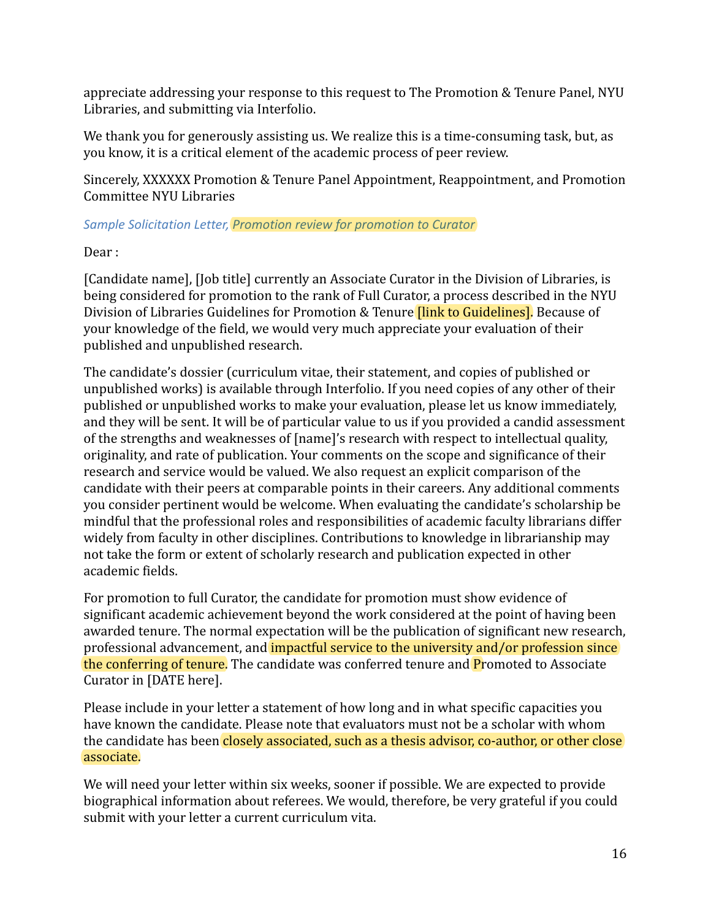appreciate addressing your response to this request to The Promotion & Tenure Panel, NYU Libraries, and submitting via Interfolio.

We thank you for generously assisting us. We realize this is a time-consuming task, but, as you know, it is a critical element of the academic process of peer review.

Sincerely, XXXXXX Promotion & Tenure Panel Appointment, Reappointment, and Promotion Committee NYU Libraries

*Sample Solicitation Letter, Promotion review for promotion to Curator*

Dear :

[Candidate name], [Job title] currently an Associate Curator in the Division of Libraries, is being considered for promotion to the rank of Full Curator, a process described in the NYU Division of Libraries Guidelines for Promotion & Tenure [link to Guidelines]. Because of your knowledge of the field, we would very much appreciate your evaluation of their published and unpublished research.

The candidate's dossier (curriculum vitae, their statement, and copies of published or unpublished works) is available through Interfolio. If you need copies of any other of their published or unpublished works to make your evaluation, please let us know immediately, and they will be sent. It will be of particular value to us if you provided a candid assessment of the strengths and weaknesses of [name]'s research with respect to intellectual quality, originality, and rate of publication. Your comments on the scope and significance of their research and service would be valued. We also request an explicit comparison of the candidate with their peers at comparable points in their careers. Any additional comments you consider pertinent would be welcome. When evaluating the candidate's scholarship be mindful that the professional roles and responsibilities of academic faculty librarians differ widely from faculty in other disciplines. Contributions to knowledge in librarianship may not take the form or extent of scholarly research and publication expected in other academic fields.

For promotion to full Curator, the candidate for promotion must show evidence of significant academic achievement beyond the work considered at the point of having been awarded tenure. The normal expectation will be the publication of significant new research, professional advancement, and impactful service to the university and/or profession since the conferring of tenure. The candidate was conferred tenure and Promoted to Associate Curator in [DATE here].

Please include in your letter a statement of how long and in what specific capacities you have known the candidate. Please note that evaluators must not be a scholar with whom the candidate has been closely associated, such as a thesis advisor, co-author, or other close associate.

We will need your letter within six weeks, sooner if possible. We are expected to provide biographical information about referees. We would, therefore, be very grateful if you could submit with your letter a current curriculum vita.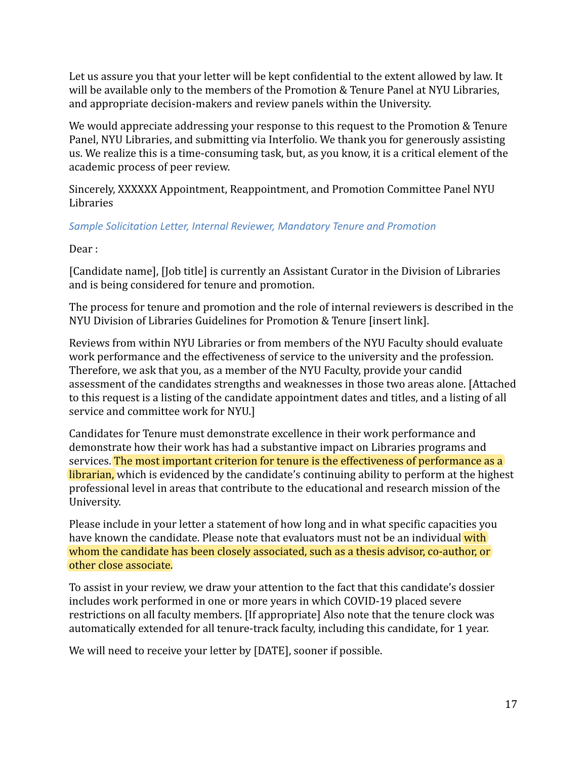Let us assure you that your letter will be kept confidential to the extent allowed by law. It will be available only to the members of the Promotion & Tenure Panel at NYU Libraries, and appropriate decision-makers and review panels within the University.

We would appreciate addressing your response to this request to the Promotion & Tenure Panel, NYU Libraries, and submitting via Interfolio. We thank you for generously assisting us. We realize this is a time-consuming task, but, as you know, it is a critical element of the academic process of peer review.

Sincerely, XXXXXX Appointment, Reappointment, and Promotion Committee Panel NYU Libraries

*Sample Solicitation Letter, Internal Reviewer, Mandatory Tenure and Promotion*

Dear :

[Candidate name], [Job title] is currently an Assistant Curator in the Division of Libraries and is being considered for tenure and promotion.

The process for tenure and promotion and the role of internal reviewers is described in the NYU Division of Libraries Guidelines for Promotion & Tenure [insert link].

Reviews from within NYU Libraries or from members of the NYU Faculty should evaluate work performance and the effectiveness of service to the university and the profession. Therefore, we ask that you, as a member of the NYU Faculty, provide your candid assessment of the candidates strengths and weaknesses in those two areas alone. [Attached to this request is a listing of the candidate appointment dates and titles, and a listing of all service and committee work for NYU.]

Candidates for Tenure must demonstrate excellence in their work performance and demonstrate how their work has had a substantive impact on Libraries programs and services. The most important criterion for tenure is the effectiveness of performance as a librarian, which is evidenced by the candidate's continuing ability to perform at the highest professional level in areas that contribute to the educational and research mission of the University.

Please include in your letter a statement of how long and in what specific capacities you have known the candidate. Please note that evaluators must not be an individual with whom the candidate has been closely associated, such as a thesis advisor, co-author, or other close associate.

To assist in your review, we draw your attention to the fact that this candidate's dossier includes work performed in one or more years in which COVID-19 placed severe restrictions on all faculty members. [If appropriate] Also note that the tenure clock was automatically extended for all tenure-track faculty, including this candidate, for 1 year.

We will need to receive your letter by [DATE], sooner if possible.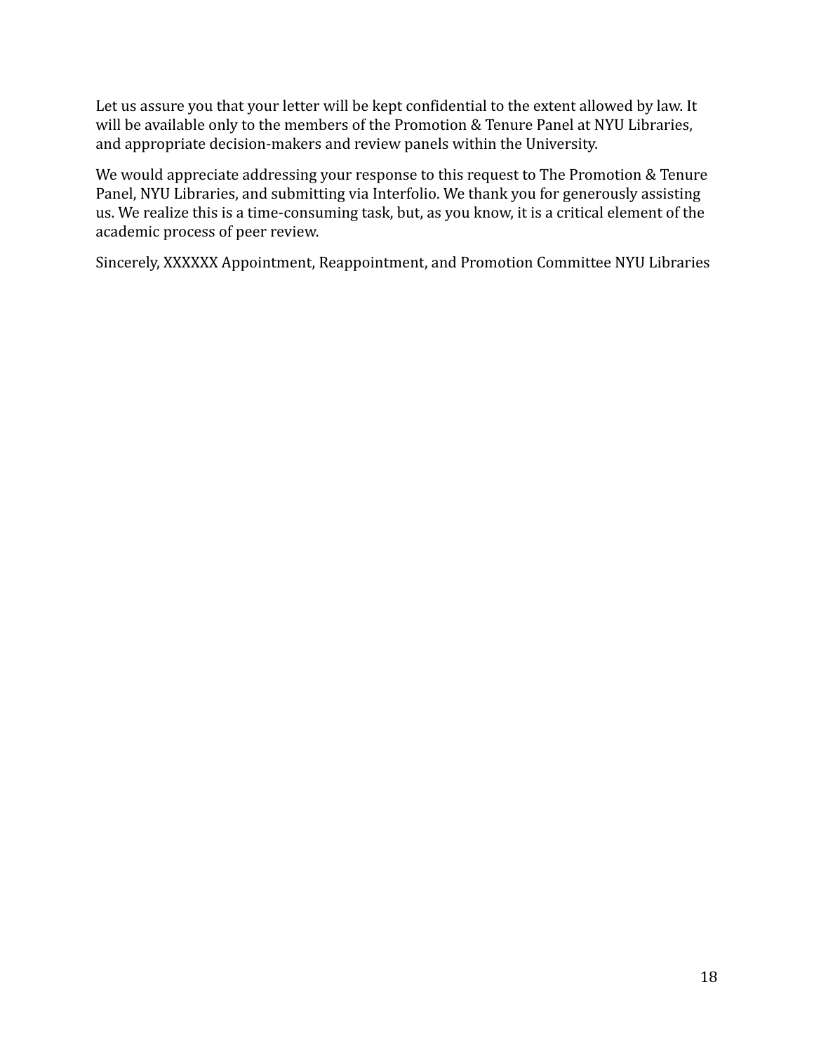Let us assure you that your letter will be kept confidential to the extent allowed by law. It will be available only to the members of the Promotion & Tenure Panel at NYU Libraries, and appropriate decision-makers and review panels within the University.

We would appreciate addressing your response to this request to The Promotion & Tenure Panel, NYU Libraries, and submitting via Interfolio. We thank you for generously assisting us. We realize this is a time-consuming task, but, as you know, it is a critical element of the academic process of peer review.

Sincerely, XXXXXX Appointment, Reappointment, and Promotion Committee NYU Libraries